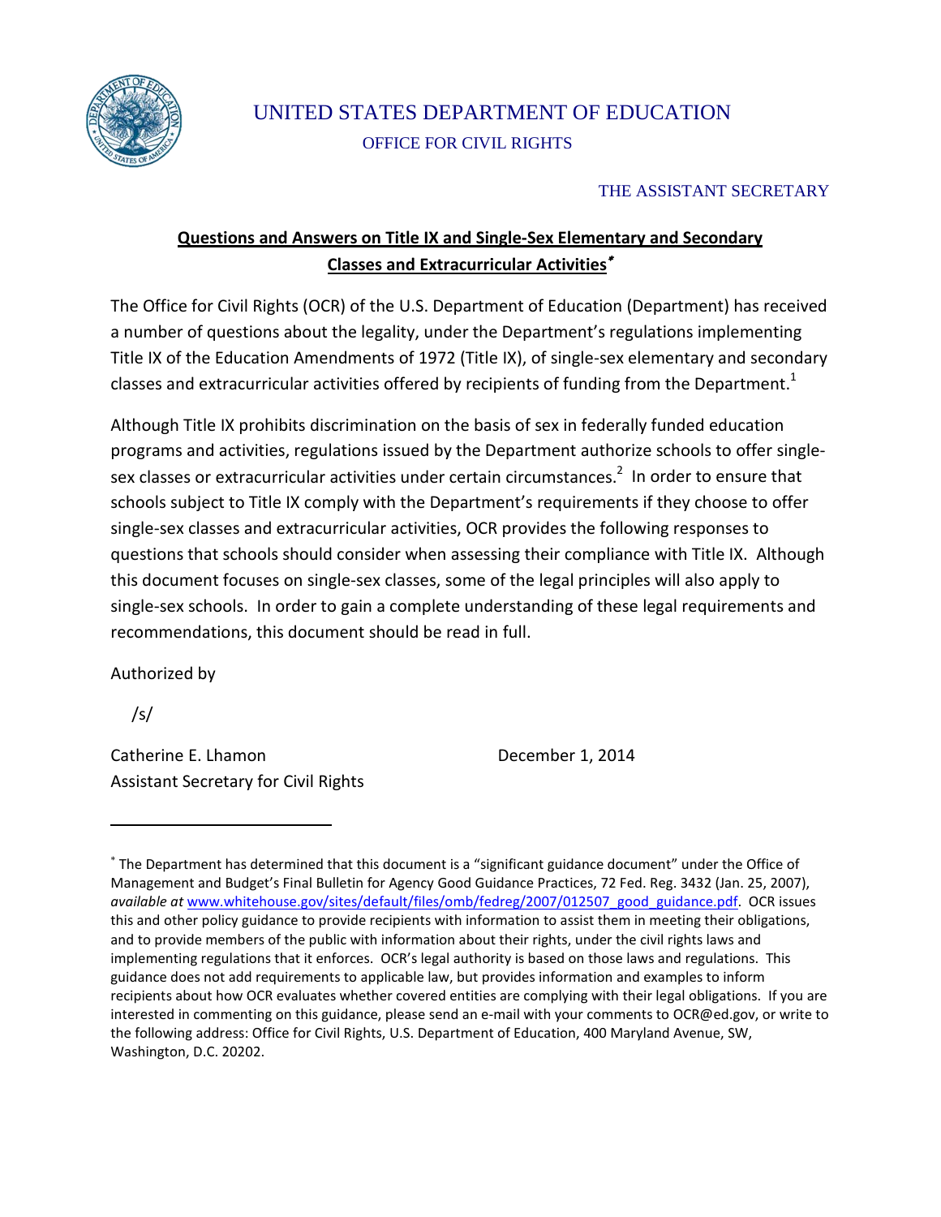UNITED STATES DEPARTMENT OF EDUCATION

OFFICE FOR CIVIL RIGHTS

THE ASSISTANT SECRETARY

# Questions and Answers on Title IX and Single-Sex Elementary and Secondary Classes and Extracurricular Activities[*]

The Office for Civil Rights (OCR) of the U.S. Department of Education (Department) has received a number of questions about the legality, under the Department's regulations implementing Title IX of the Education Amendments of 1972 (Title IX), of single-sex elementary and secondary classes and extracurricular activities offered by recipients of funding from the Department.[1]

Although Title IX prohibits discrimination on the basis of sex in federally funded education programs and activities, regulations issued by the Department authorize schools to offer single-sex classes or extracurricular activities under certain circumstances.[2] In order to ensure that schools subject to Title IX comply with the Department's requirements if they choose to offer single-sex classes and extracurricular activities, OCR provides the following responses to questions that schools should consider when assessing their compliance with Title IX. Although this document focuses on single-sex classes, some of the legal principles will also apply to single-sex schools. In order to gain a complete understanding of these legal requirements and recommendations, this document should be read in full.

Authorized by

/s/

Catherine E. Lhamon
Assistant Secretary for Civil Rights

December 1, 2014

---

[*] The Department has determined that this document is a "significant guidance document" under the Office of Management and Budget's Final Bulletin for Agency Good Guidance Practices, 72 Fed. Reg. 3432 (Jan. 25, 2007), *available at* www.whitehouse.gov/sites/default/files/omb/fedreg/2007/012507_good_guidance.pdf. OCR issues this and other policy guidance to provide recipients with information to assist them in meeting their obligations, and to provide members of the public with information about their rights, under the civil rights laws and implementing regulations that it enforces. OCR's legal authority is based on those laws and regulations. This guidance does not add requirements to applicable law, but provides information and examples to inform recipients about how OCR evaluates whether covered entities are complying with their legal obligations. If you are interested in commenting on this guidance, please send an e-mail with your comments to OCR@ed.gov, or write to the following address: Office for Civil Rights, U.S. Department of Education, 400 Maryland Avenue, SW, Washington, D.C. 20202.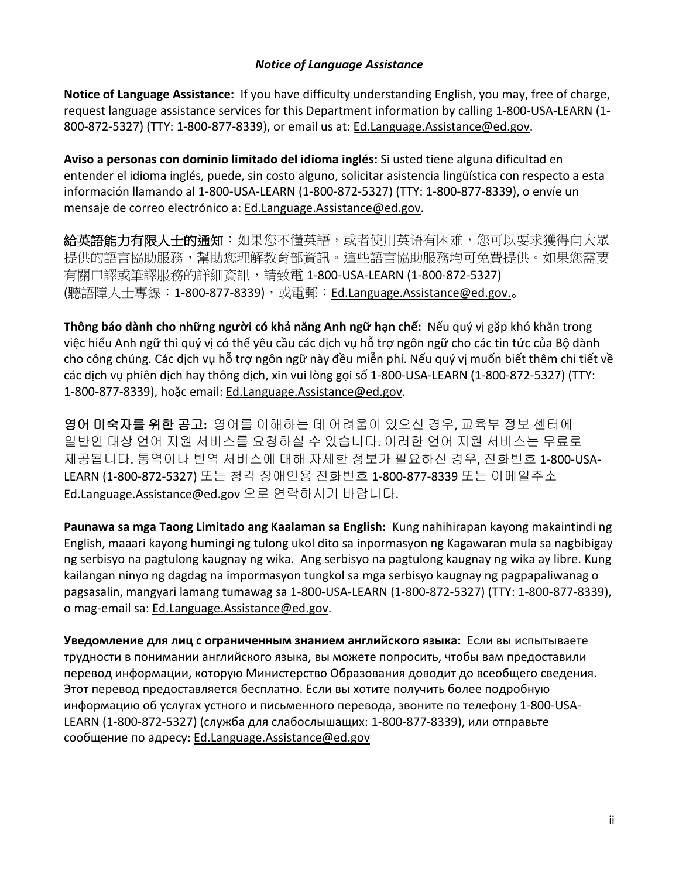### *Notice of Language Assistance*

**Notice of Language Assistance:** If you have difficulty understanding English, you may, free of charge, request language assistance services for this Department information by calling 1-800-USA-LEARN (1-800-872-5327) (TTY: 1-800-877-8339), or email us at: Ed.Language.Assistance@ed.gov.

**Aviso a personas con dominio limitado del idioma inglés:** Si usted tiene alguna dificultad en entender el idioma inglés, puede, sin costo alguno, solicitar asistencia lingüística con respecto a esta información llamando al 1-800-USA-LEARN (1-800-872-5327) (TTY: 1-800-877-8339), o envíe un mensaje de correo electrónico a: Ed.Language.Assistance@ed.gov.

**給英語能力有限人士的通知**：如果您不懂英語，或者使用英语有困难，您可以要求獲得向大眾提供的語言協助服務，幫助您理解教育部資訊。這些語言協助服務均可免費提供。如果您需要有關口譯或筆譯服務的詳細資訊，請致電 1-800-USA-LEARN (1-800-872-5327) (聽語障人士專線：1-800-877-8339)，或電郵：Ed.Language.Assistance@ed.gov.。

**Thông báo dành cho những người có khả năng Anh ngữ hạn chế:** Nếu quý vị gặp khó khăn trong việc hiểu Anh ngữ thì quý vị có thể yêu cầu các dịch vụ hỗ trợ ngôn ngữ cho các tin tức của Bộ dành cho công chúng. Các dịch vụ hỗ trợ ngôn ngữ này đều miễn phí. Nếu quý vị muốn biết thêm chi tiết về các dịch vụ phiên dịch hay thông dịch, xin vui lòng gọi số 1-800-USA-LEARN (1-800-872-5327) (TTY: 1-800-877-8339), hoặc email: Ed.Language.Assistance@ed.gov.

**영어 미숙자를 위한 공고:** 영어를 이해하는 데 어려움이 있으신 경우, 교육부 정보 센터에 일반인 대상 언어 지원 서비스를 요청하실 수 있습니다. 이러한 언어 지원 서비스는 무료로 제공됩니다. 통역이나 번역 서비스에 대해 자세한 정보가 필요하신 경우, 전화번호 1-800-USA-LEARN (1-800-872-5327) 또는 청각 장애인용 전화번호 1-800-877-8339 또는 이메일주소 Ed.Language.Assistance@ed.gov 으로 연락하시기 바랍니다.

**Paunawa sa mga Taong Limitado ang Kaalaman sa English:** Kung nahihirapan kayong makaintindi ng English, maaari kayong humingi ng tulong ukol dito sa inpormasyon ng Kagawaran mula sa nagbibigay ng serbisyo na pagtulong kaugnay ng wika. Ang serbisyo na pagtulong kaugnay ng wika ay libre. Kung kailangan ninyo ng dagdag na impormasyon tungkol sa mga serbisyo kaugnay ng pagpapaliwanag o pagsasalin, mangyari lamang tumawag sa 1-800-USA-LEARN (1-800-872-5327) (TTY: 1-800-877-8339), o mag-email sa: Ed.Language.Assistance@ed.gov.

**Уведомление для лиц с ограниченным знанием английского языка:** Если вы испытываете трудности в понимании английского языка, вы можете попросить, чтобы вам предоставили перевод информации, которую Министерство Образования доводит до всеобщего сведения. Этот перевод предоставляется бесплатно. Если вы хотите получить более подробную информацию об услугах устного и письменного перевода, звоните по телефону 1-800-USA-LEARN (1-800-872-5327) (служба для слабослышащих: 1-800-877-8339), или отправьте сообщение по адресу: Ed.Language.Assistance@ed.gov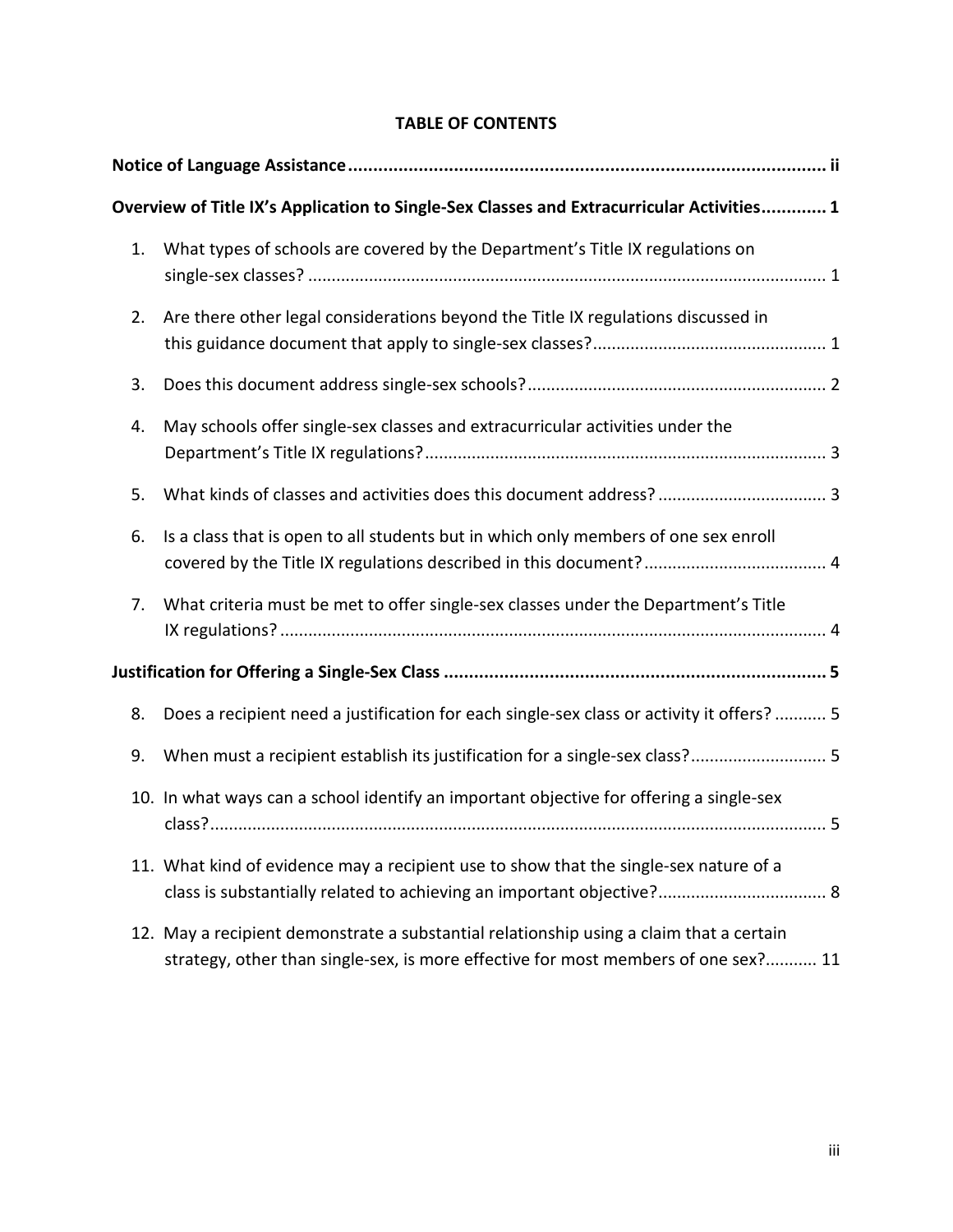**TABLE OF CONTENTS**

**Notice of Language Assistance ............................................................................................... ii**

**Overview of Title IX's Application to Single-Sex Classes and Extracurricular Activities............. 1**

1. What types of schools are covered by the Department's Title IX regulations on single-sex classes? ............................................................................................................. 1
2. Are there other legal considerations beyond the Title IX regulations discussed in this guidance document that apply to single-sex classes?................................................. 1
3. Does this document address single-sex schools?............................................................... 2
4. May schools offer single-sex classes and extracurricular activities under the Department's Title IX regulations?..................................................................................... 3
5. What kinds of classes and activities does this document address?.................................... 3
6. Is a class that is open to all students but in which only members of one sex enroll covered by the Title IX regulations described in this document?....................................... 4
7. What criteria must be met to offer single-sex classes under the Department's Title IX regulations? .................................................................................................................... 4

**Justification for Offering a Single-Sex Class ............................................................................ 5**

8. Does a recipient need a justification for each single-sex class or activity it offers? ........... 5
9. When must a recipient establish its justification for a single-sex class?............................ 5
10. In what ways can a school identify an important objective for offering a single-sex class?................................................................................................................................. 5
11. What kind of evidence may a recipient use to show that the single-sex nature of a class is substantially related to achieving an important objective?.................................... 8
12. May a recipient demonstrate a substantial relationship using a claim that a certain strategy, other than single-sex, is more effective for most members of one sex?........... 11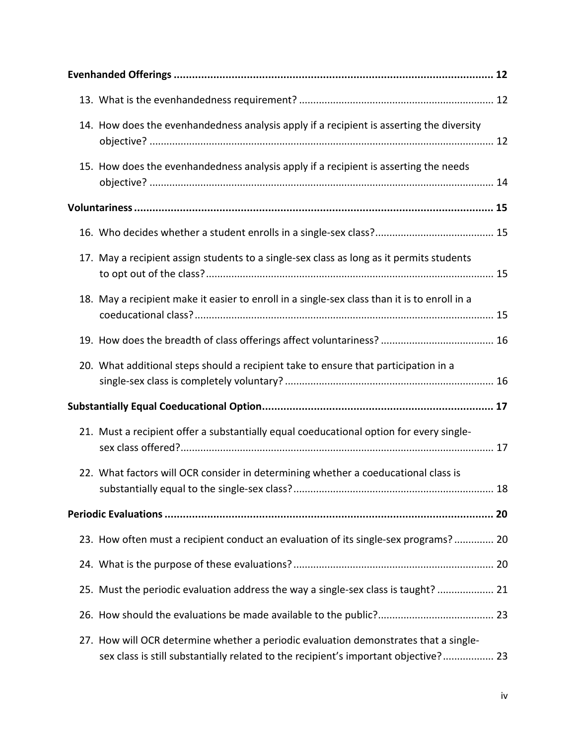**Evenhanded Offerings** ........................................................................................................ 12

13. What is the evenhandedness requirement? .................................................................... 12

14. How does the evenhandedness analysis apply if a recipient is asserting the diversity objective? ........................................................................................................................ 12

15. How does the evenhandedness analysis apply if a recipient is asserting the needs objective? ........................................................................................................................ 14

**Voluntariness** ...................................................................................................................... 15

16. Who decides whether a student enrolls in a single-sex class?......................................... 15

17. May a recipient assign students to a single-sex class as long as it permits students to opt out of the class?..................................................................................................... 15

18. May a recipient make it easier to enroll in a single-sex class than it is to enroll in a coeducational class?........................................................................................................ 15

19. How does the breadth of class offerings affect voluntariness? ........................................ 16

20. What additional steps should a recipient take to ensure that participation in a single-sex class is completely voluntary? ......................................................................... 16

**Substantially Equal Coeducational Option**............................................................................ 17

21. Must a recipient offer a substantially equal coeducational option for every single-sex class offered?............................................................................................................. 17

22. What factors will OCR consider in determining whether a coeducational class is substantially equal to the single-sex class?...................................................................... 18

**Periodic Evaluations** ............................................................................................................ 20

23. How often must a recipient conduct an evaluation of its single-sex programs? ............. 20

24. What is the purpose of these evaluations? ...................................................................... 20

25. Must the periodic evaluation address the way a single-sex class is taught? .................... 21

26. How should the evaluations be made available to the public?......................................... 23

27. How will OCR determine whether a periodic evaluation demonstrates that a single-sex class is still substantially related to the recipient's important objective?.................. 23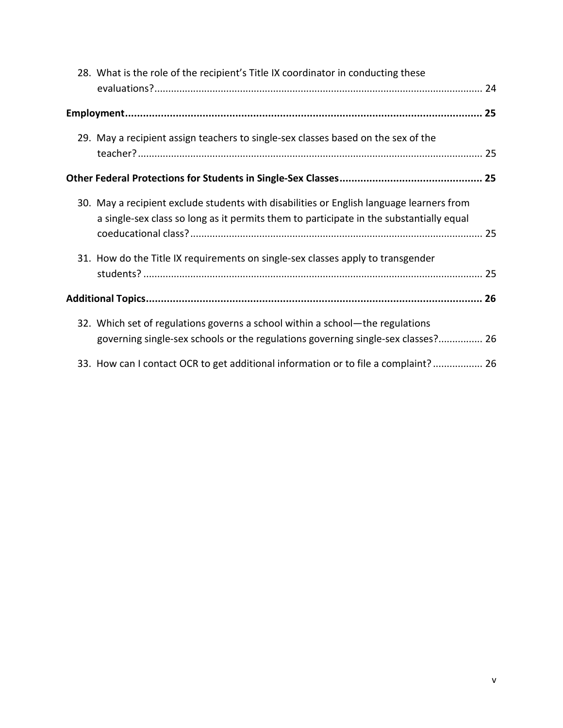28. What is the role of the recipient's Title IX coordinator in conducting these evaluations? ..... 24

**Employment ..... 25**

29. May a recipient assign teachers to single-sex classes based on the sex of the teacher? ..... 25

**Other Federal Protections for Students in Single-Sex Classes ..... 25**

30. May a recipient exclude students with disabilities or English language learners from a single-sex class so long as it permits them to participate in the substantially equal coeducational class? ..... 25

31. How do the Title IX requirements on single-sex classes apply to transgender students? ..... 25

**Additional Topics ..... 26**

32. Which set of regulations governs a school within a school—the regulations governing single-sex schools or the regulations governing single-sex classes? ..... 26

33. How can I contact OCR to get additional information or to file a complaint? ..... 26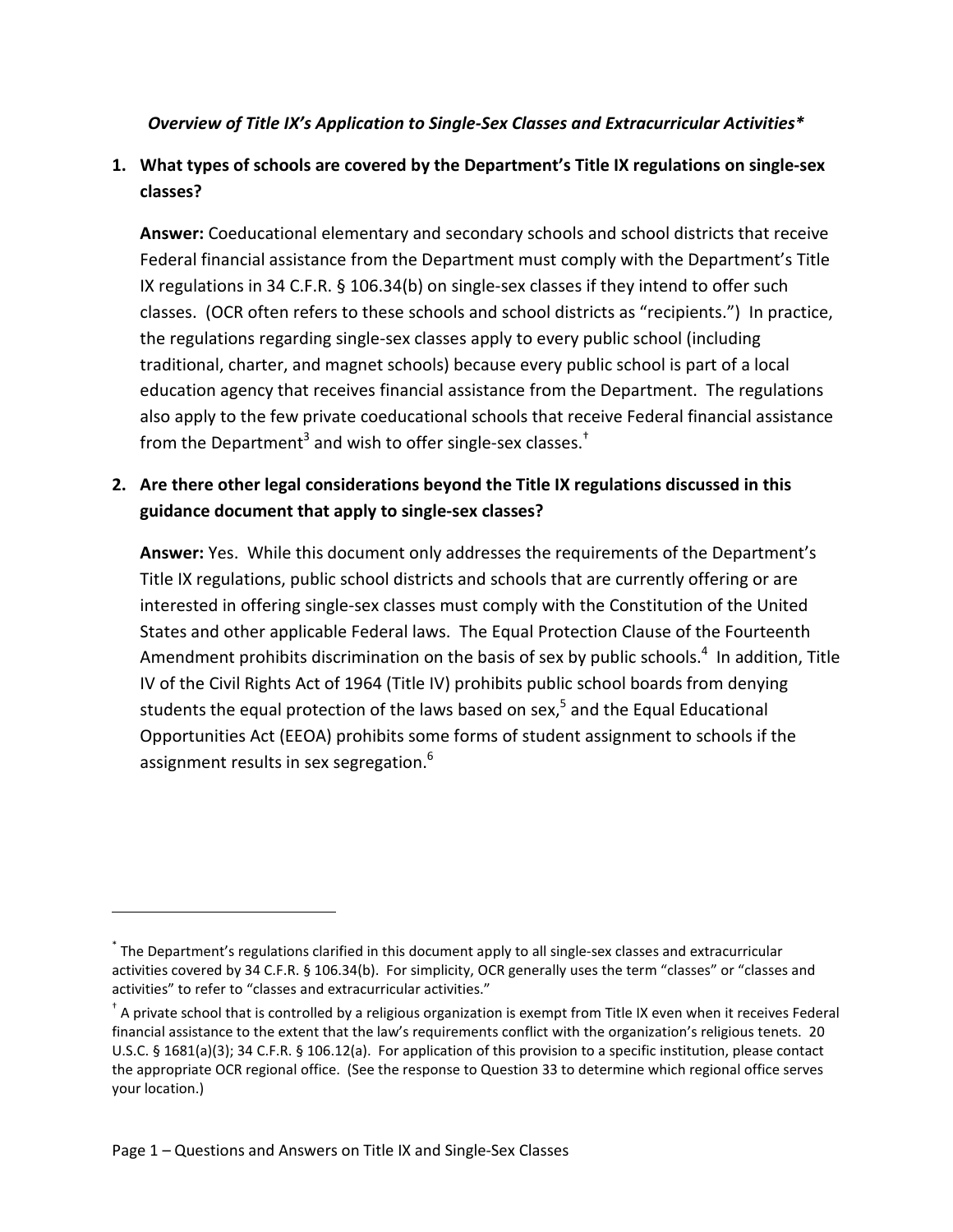*Overview of Title IX's Application to Single-Sex Classes and Extracurricular Activities**

1. **What types of schools are covered by the Department's Title IX regulations on single-sex classes?**

   **Answer:** Coeducational elementary and secondary schools and school districts that receive Federal financial assistance from the Department must comply with the Department's Title IX regulations in 34 C.F.R. § 106.34(b) on single-sex classes if they intend to offer such classes. (OCR often refers to these schools and school districts as "recipients.") In practice, the regulations regarding single-sex classes apply to every public school (including traditional, charter, and magnet schools) because every public school is part of a local education agency that receives financial assistance from the Department. The regulations also apply to the few private coeducational schools that receive Federal financial assistance from the Department[3] and wish to offer single-sex classes.[†]

2. **Are there other legal considerations beyond the Title IX regulations discussed in this guidance document that apply to single-sex classes?**

   **Answer:** Yes. While this document only addresses the requirements of the Department's Title IX regulations, public school districts and schools that are currently offering or are interested in offering single-sex classes must comply with the Constitution of the United States and other applicable Federal laws. The Equal Protection Clause of the Fourteenth Amendment prohibits discrimination on the basis of sex by public schools.[4] In addition, Title IV of the Civil Rights Act of 1964 (Title IV) prohibits public school boards from denying students the equal protection of the laws based on sex,[5] and the Equal Educational Opportunities Act (EEOA) prohibits some forms of student assignment to schools if the assignment results in sex segregation.[6]

---

[*] The Department's regulations clarified in this document apply to all single-sex classes and extracurricular activities covered by 34 C.F.R. § 106.34(b). For simplicity, OCR generally uses the term "classes" or "classes and activities" to refer to "classes and extracurricular activities."

[†] A private school that is controlled by a religious organization is exempt from Title IX even when it receives Federal financial assistance to the extent that the law's requirements conflict with the organization's religious tenets. 20 U.S.C. § 1681(a)(3); 34 C.F.R. § 106.12(a). For application of this provision to a specific institution, please contact the appropriate OCR regional office. (See the response to Question 33 to determine which regional office serves your location.)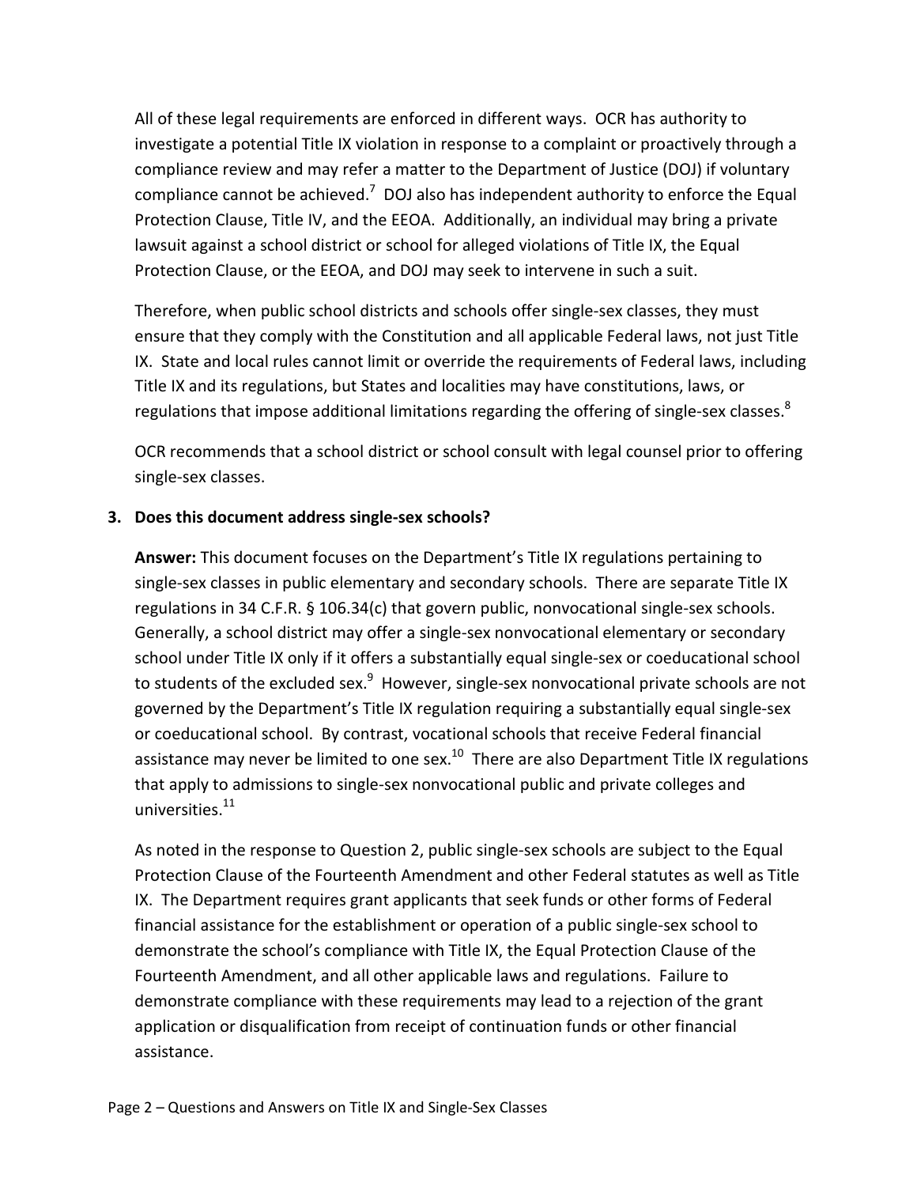All of these legal requirements are enforced in different ways. OCR has authority to investigate a potential Title IX violation in response to a complaint or proactively through a compliance review and may refer a matter to the Department of Justice (DOJ) if voluntary compliance cannot be achieved.[7] DOJ also has independent authority to enforce the Equal Protection Clause, Title IV, and the EEOA. Additionally, an individual may bring a private lawsuit against a school district or school for alleged violations of Title IX, the Equal Protection Clause, or the EEOA, and DOJ may seek to intervene in such a suit.

Therefore, when public school districts and schools offer single-sex classes, they must ensure that they comply with the Constitution and all applicable Federal laws, not just Title IX. State and local rules cannot limit or override the requirements of Federal laws, including Title IX and its regulations, but States and localities may have constitutions, laws, or regulations that impose additional limitations regarding the offering of single-sex classes.[8]

OCR recommends that a school district or school consult with legal counsel prior to offering single-sex classes.

**3. Does this document address single-sex schools?**

**Answer:** This document focuses on the Department's Title IX regulations pertaining to single-sex classes in public elementary and secondary schools. There are separate Title IX regulations in 34 C.F.R. § 106.34(c) that govern public, nonvocational single-sex schools. Generally, a school district may offer a single-sex nonvocational elementary or secondary school under Title IX only if it offers a substantially equal single-sex or coeducational school to students of the excluded sex.[9] However, single-sex nonvocational private schools are not governed by the Department's Title IX regulation requiring a substantially equal single-sex or coeducational school. By contrast, vocational schools that receive Federal financial assistance may never be limited to one sex.[10] There are also Department Title IX regulations that apply to admissions to single-sex nonvocational public and private colleges and universities.[11]

As noted in the response to Question 2, public single-sex schools are subject to the Equal Protection Clause of the Fourteenth Amendment and other Federal statutes as well as Title IX. The Department requires grant applicants that seek funds or other forms of Federal financial assistance for the establishment or operation of a public single-sex school to demonstrate the school's compliance with Title IX, the Equal Protection Clause of the Fourteenth Amendment, and all other applicable laws and regulations. Failure to demonstrate compliance with these requirements may lead to a rejection of the grant application or disqualification from receipt of continuation funds or other financial assistance.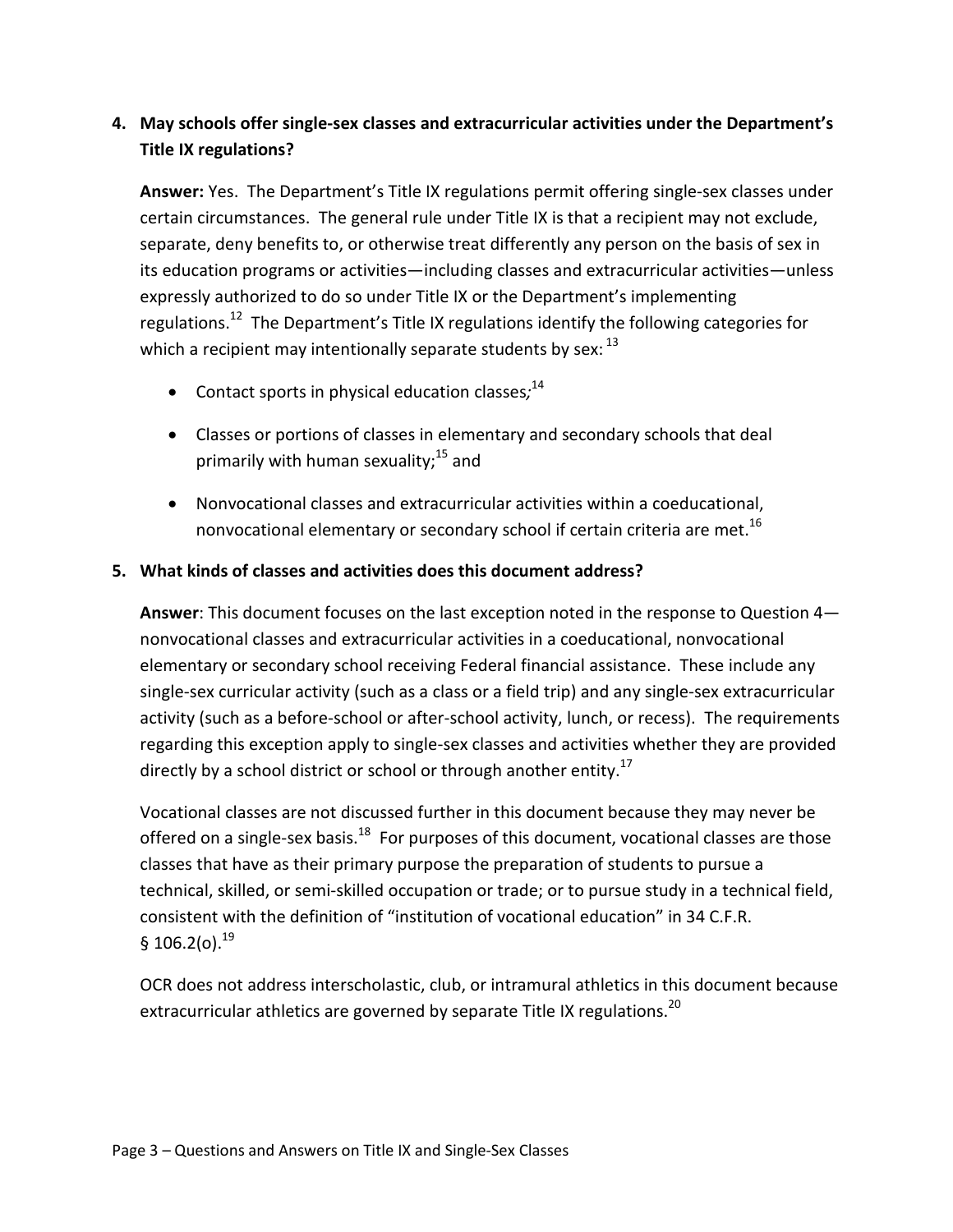4. **May schools offer single-sex classes and extracurricular activities under the Department's Title IX regulations?**

   **Answer:** Yes. The Department's Title IX regulations permit offering single-sex classes under certain circumstances. The general rule under Title IX is that a recipient may not exclude, separate, deny benefits to, or otherwise treat differently any person on the basis of sex in its education programs or activities—including classes and extracurricular activities—unless expressly authorized to do so under Title IX or the Department's implementing regulations.[12] The Department's Title IX regulations identify the following categories for which a recipient may intentionally separate students by sex:[13]

   - Contact sports in physical education classes;[14]
   - Classes or portions of classes in elementary and secondary schools that deal primarily with human sexuality;[15] and
   - Nonvocational classes and extracurricular activities within a coeducational, nonvocational elementary or secondary school if certain criteria are met.[16]

5. **What kinds of classes and activities does this document address?**

   **Answer**: This document focuses on the last exception noted in the response to Question 4—nonvocational classes and extracurricular activities in a coeducational, nonvocational elementary or secondary school receiving Federal financial assistance. These include any single-sex curricular activity (such as a class or a field trip) and any single-sex extracurricular activity (such as a before-school or after-school activity, lunch, or recess). The requirements regarding this exception apply to single-sex classes and activities whether they are provided directly by a school district or school or through another entity.[17]

   Vocational classes are not discussed further in this document because they may never be offered on a single-sex basis.[18] For purposes of this document, vocational classes are those classes that have as their primary purpose the preparation of students to pursue a technical, skilled, or semi-skilled occupation or trade; or to pursue study in a technical field, consistent with the definition of "institution of vocational education" in 34 C.F.R. § 106.2(o).[19]

   OCR does not address interscholastic, club, or intramural athletics in this document because extracurricular athletics are governed by separate Title IX regulations.[20]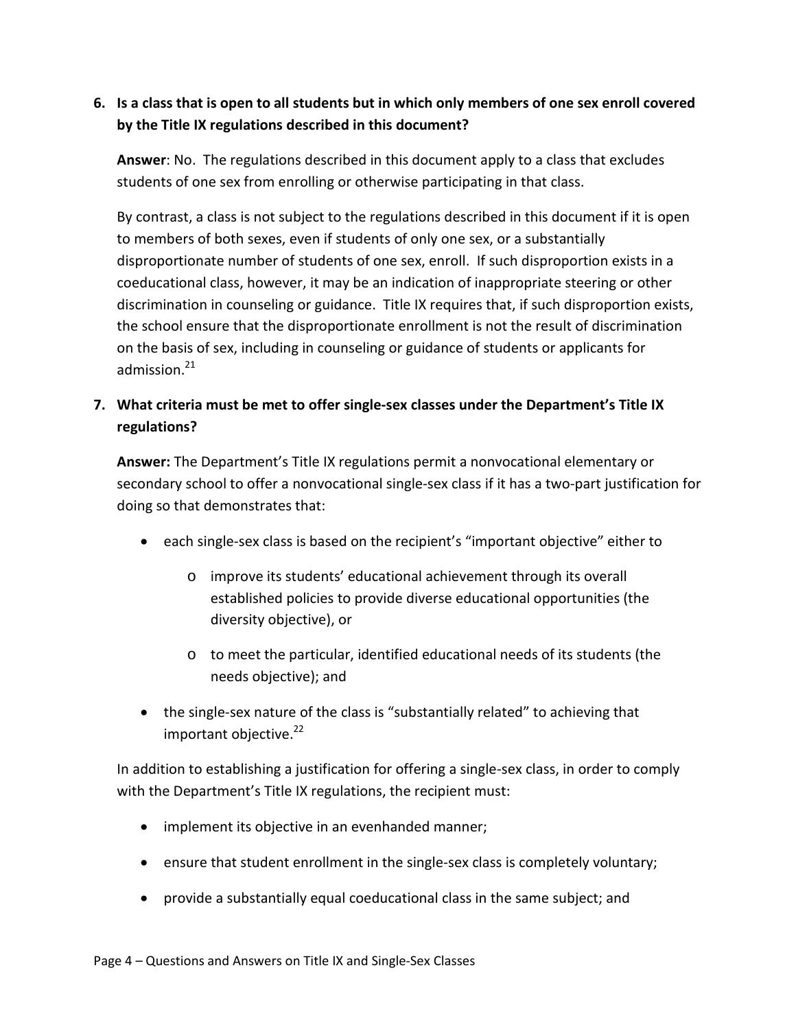**6. Is a class that is open to all students but in which only members of one sex enroll covered by the Title IX regulations described in this document?**

**Answer**: No. The regulations described in this document apply to a class that excludes students of one sex from enrolling or otherwise participating in that class.

By contrast, a class is not subject to the regulations described in this document if it is open to members of both sexes, even if students of only one sex, or a substantially disproportionate number of students of one sex, enroll. If such disproportion exists in a coeducational class, however, it may be an indication of inappropriate steering or other discrimination in counseling or guidance. Title IX requires that, if such disproportion exists, the school ensure that the disproportionate enrollment is not the result of discrimination on the basis of sex, including in counseling or guidance of students or applicants for admission.[21]

**7. What criteria must be met to offer single-sex classes under the Department's Title IX regulations?**

**Answer:** The Department's Title IX regulations permit a nonvocational elementary or secondary school to offer a nonvocational single-sex class if it has a two-part justification for doing so that demonstrates that:

- each single-sex class is based on the recipient's "important objective" either to
  - improve its students' educational achievement through its overall established policies to provide diverse educational opportunities (the diversity objective), or
  - to meet the particular, identified educational needs of its students (the needs objective); and
- the single-sex nature of the class is "substantially related" to achieving that important objective.[22]

In addition to establishing a justification for offering a single-sex class, in order to comply with the Department's Title IX regulations, the recipient must:

- implement its objective in an evenhanded manner;
- ensure that student enrollment in the single-sex class is completely voluntary;
- provide a substantially equal coeducational class in the same subject; and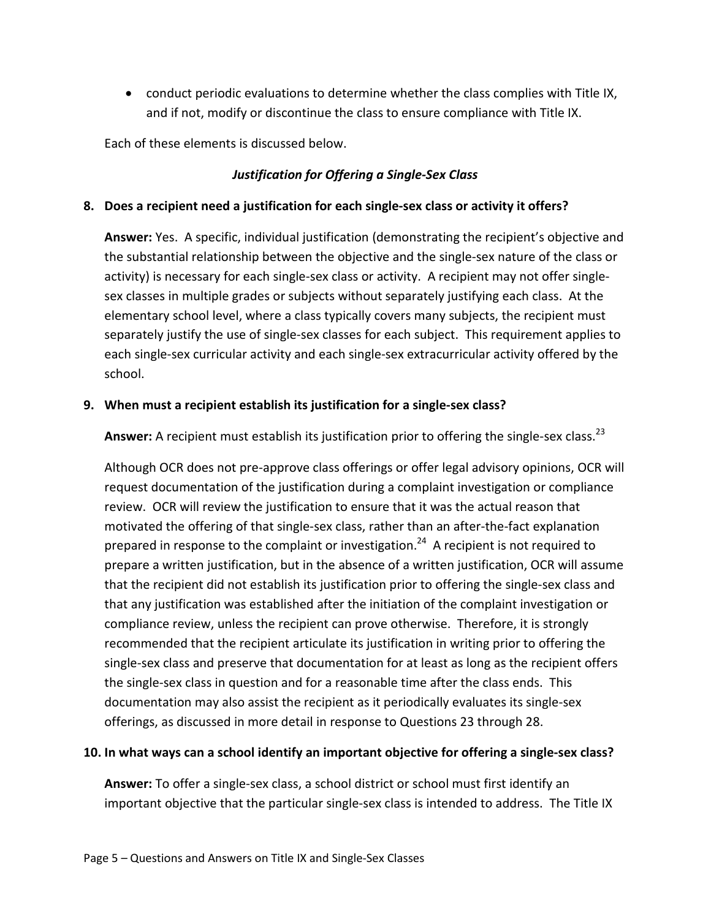- conduct periodic evaluations to determine whether the class complies with Title IX, and if not, modify or discontinue the class to ensure compliance with Title IX.

Each of these elements is discussed below.

### *Justification for Offering a Single-Sex Class*

**8. Does a recipient need a justification for each single-sex class or activity it offers?**

**Answer:** Yes. A specific, individual justification (demonstrating the recipient's objective and the substantial relationship between the objective and the single-sex nature of the class or activity) is necessary for each single-sex class or activity. A recipient may not offer single-sex classes in multiple grades or subjects without separately justifying each class. At the elementary school level, where a class typically covers many subjects, the recipient must separately justify the use of single-sex classes for each subject. This requirement applies to each single-sex curricular activity and each single-sex extracurricular activity offered by the school.

**9. When must a recipient establish its justification for a single-sex class?**

**Answer:** A recipient must establish its justification prior to offering the single-sex class.[23]

Although OCR does not pre-approve class offerings or offer legal advisory opinions, OCR will request documentation of the justification during a complaint investigation or compliance review. OCR will review the justification to ensure that it was the actual reason that motivated the offering of that single-sex class, rather than an after-the-fact explanation prepared in response to the complaint or investigation.[24] A recipient is not required to prepare a written justification, but in the absence of a written justification, OCR will assume that the recipient did not establish its justification prior to offering the single-sex class and that any justification was established after the initiation of the complaint investigation or compliance review, unless the recipient can prove otherwise. Therefore, it is strongly recommended that the recipient articulate its justification in writing prior to offering the single-sex class and preserve that documentation for at least as long as the recipient offers the single-sex class in question and for a reasonable time after the class ends. This documentation may also assist the recipient as it periodically evaluates its single-sex offerings, as discussed in more detail in response to Questions 23 through 28.

**10. In what ways can a school identify an important objective for offering a single-sex class?**

**Answer:** To offer a single-sex class, a school district or school must first identify an important objective that the particular single-sex class is intended to address. The Title IX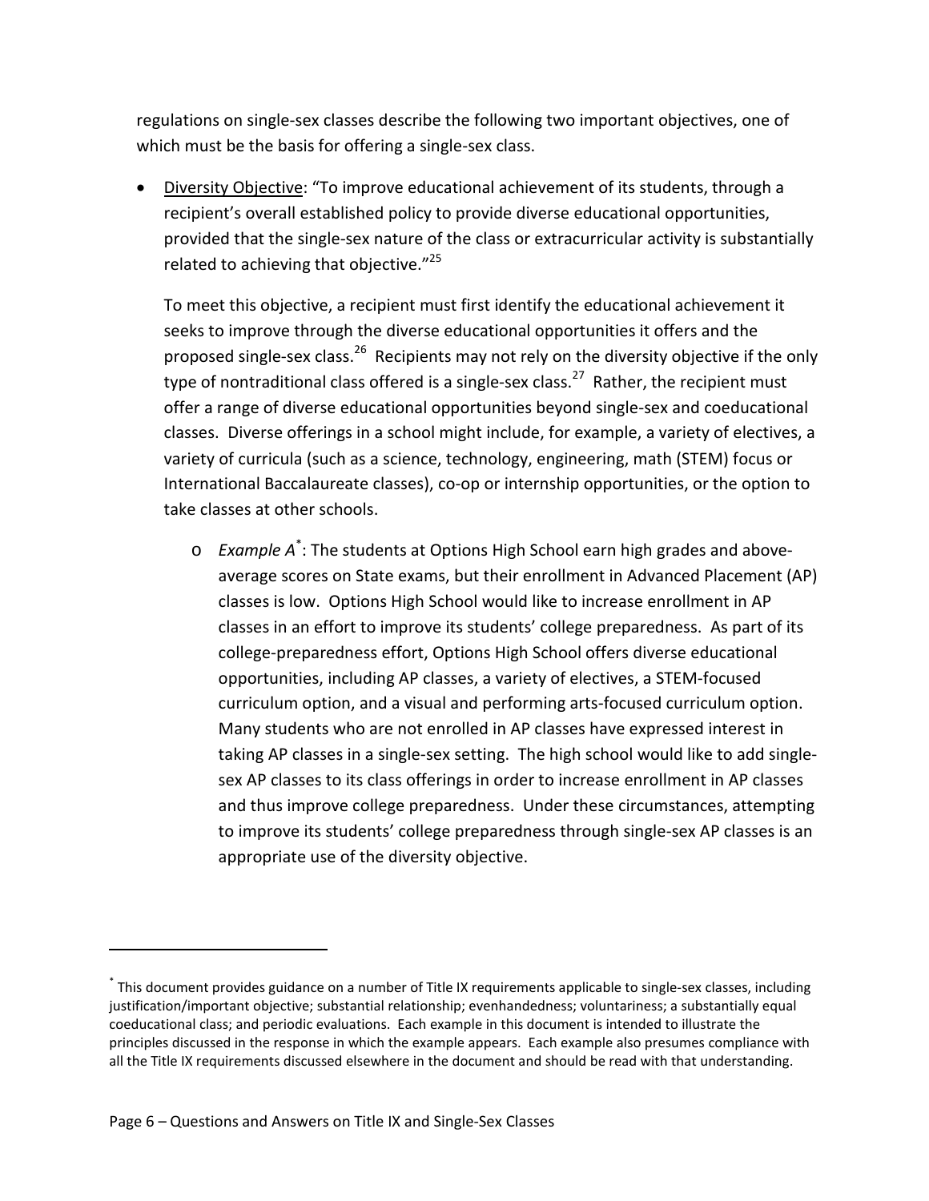regulations on single-sex classes describe the following two important objectives, one of which must be the basis for offering a single-sex class.

- Diversity Objective: "To improve educational achievement of its students, through a recipient's overall established policy to provide diverse educational opportunities, provided that the single-sex nature of the class or extracurricular activity is substantially related to achieving that objective."[25]

  To meet this objective, a recipient must first identify the educational achievement it seeks to improve through the diverse educational opportunities it offers and the proposed single-sex class.[26] Recipients may not rely on the diversity objective if the only type of nontraditional class offered is a single-sex class.[27] Rather, the recipient must offer a range of diverse educational opportunities beyond single-sex and coeducational classes. Diverse offerings in a school might include, for example, a variety of electives, a variety of curricula (such as a science, technology, engineering, math (STEM) focus or International Baccalaureate classes), co-op or internship opportunities, or the option to take classes at other schools.

  - *Example A*[*]: The students at Options High School earn high grades and above-average scores on State exams, but their enrollment in Advanced Placement (AP) classes is low. Options High School would like to increase enrollment in AP classes in an effort to improve its students' college preparedness. As part of its college-preparedness effort, Options High School offers diverse educational opportunities, including AP classes, a variety of electives, a STEM-focused curriculum option, and a visual and performing arts-focused curriculum option. Many students who are not enrolled in AP classes have expressed interest in taking AP classes in a single-sex setting. The high school would like to add single-sex AP classes to its class offerings in order to increase enrollment in AP classes and thus improve college preparedness. Under these circumstances, attempting to improve its students' college preparedness through single-sex AP classes is an appropriate use of the diversity objective.

---

[*] This document provides guidance on a number of Title IX requirements applicable to single-sex classes, including justification/important objective; substantial relationship; evenhandedness; voluntariness; a substantially equal coeducational class; and periodic evaluations. Each example in this document is intended to illustrate the principles discussed in the response in which the example appears. Each example also presumes compliance with all the Title IX requirements discussed elsewhere in the document and should be read with that understanding.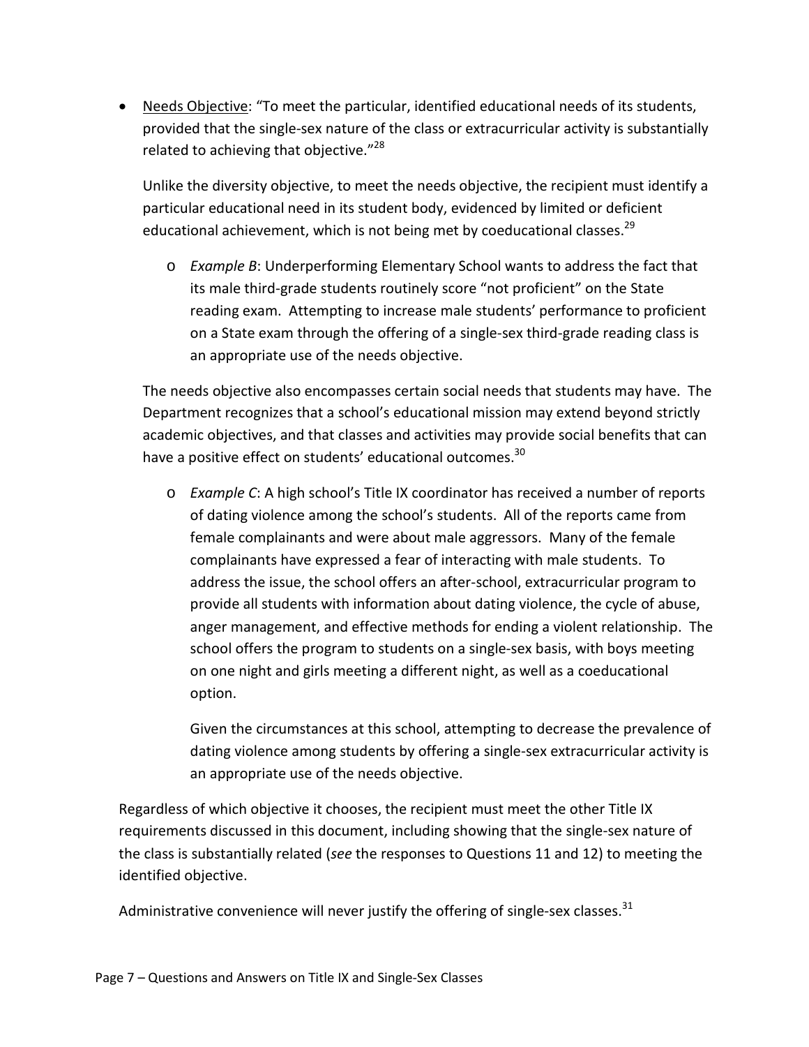- Needs Objective: "To meet the particular, identified educational needs of its students, provided that the single-sex nature of the class or extracurricular activity is substantially related to achieving that objective."[28]

  Unlike the diversity objective, to meet the needs objective, the recipient must identify a particular educational need in its student body, evidenced by limited or deficient educational achievement, which is not being met by coeducational classes.[29]

  - *Example B*: Underperforming Elementary School wants to address the fact that its male third-grade students routinely score "not proficient" on the State reading exam. Attempting to increase male students' performance to proficient on a State exam through the offering of a single-sex third-grade reading class is an appropriate use of the needs objective.

  The needs objective also encompasses certain social needs that students may have. The Department recognizes that a school's educational mission may extend beyond strictly academic objectives, and that classes and activities may provide social benefits that can have a positive effect on students' educational outcomes.[30]

  - *Example C*: A high school's Title IX coordinator has received a number of reports of dating violence among the school's students. All of the reports came from female complainants and were about male aggressors. Many of the female complainants have expressed a fear of interacting with male students. To address the issue, the school offers an after-school, extracurricular program to provide all students with information about dating violence, the cycle of abuse, anger management, and effective methods for ending a violent relationship. The school offers the program to students on a single-sex basis, with boys meeting on one night and girls meeting a different night, as well as a coeducational option.

    Given the circumstances at this school, attempting to decrease the prevalence of dating violence among students by offering a single-sex extracurricular activity is an appropriate use of the needs objective.

Regardless of which objective it chooses, the recipient must meet the other Title IX requirements discussed in this document, including showing that the single-sex nature of the class is substantially related (*see* the responses to Questions 11 and 12) to meeting the identified objective.

Administrative convenience will never justify the offering of single-sex classes.[31]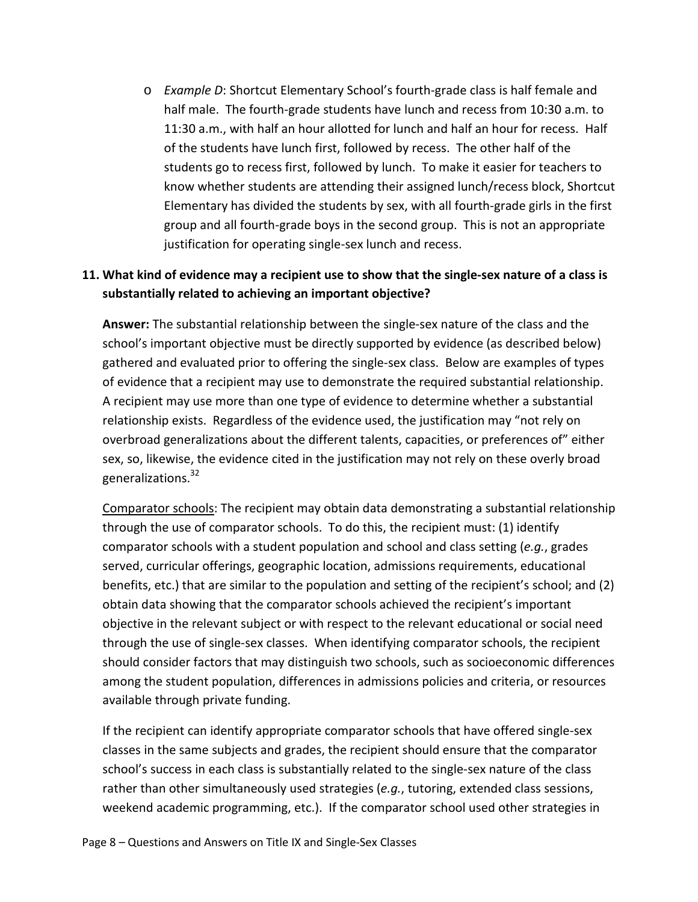- *Example D*: Shortcut Elementary School's fourth-grade class is half female and half male. The fourth-grade students have lunch and recess from 10:30 a.m. to 11:30 a.m., with half an hour allotted for lunch and half an hour for recess. Half of the students have lunch first, followed by recess. The other half of the students go to recess first, followed by lunch. To make it easier for teachers to know whether students are attending their assigned lunch/recess block, Shortcut Elementary has divided the students by sex, with all fourth-grade girls in the first group and all fourth-grade boys in the second group. This is not an appropriate justification for operating single-sex lunch and recess.

**11. What kind of evidence may a recipient use to show that the single-sex nature of a class is substantially related to achieving an important objective?**

**Answer:** The substantial relationship between the single-sex nature of the class and the school's important objective must be directly supported by evidence (as described below) gathered and evaluated prior to offering the single-sex class. Below are examples of types of evidence that a recipient may use to demonstrate the required substantial relationship. A recipient may use more than one type of evidence to determine whether a substantial relationship exists. Regardless of the evidence used, the justification may "not rely on overbroad generalizations about the different talents, capacities, or preferences of" either sex, so, likewise, the evidence cited in the justification may not rely on these overly broad generalizations.[32]

Comparator schools: The recipient may obtain data demonstrating a substantial relationship through the use of comparator schools. To do this, the recipient must: (1) identify comparator schools with a student population and school and class setting (*e.g.*, grades served, curricular offerings, geographic location, admissions requirements, educational benefits, etc.) that are similar to the population and setting of the recipient's school; and (2) obtain data showing that the comparator schools achieved the recipient's important objective in the relevant subject or with respect to the relevant educational or social need through the use of single-sex classes. When identifying comparator schools, the recipient should consider factors that may distinguish two schools, such as socioeconomic differences among the student population, differences in admissions policies and criteria, or resources available through private funding.

If the recipient can identify appropriate comparator schools that have offered single-sex classes in the same subjects and grades, the recipient should ensure that the comparator school's success in each class is substantially related to the single-sex nature of the class rather than other simultaneously used strategies (*e.g.*, tutoring, extended class sessions, weekend academic programming, etc.). If the comparator school used other strategies in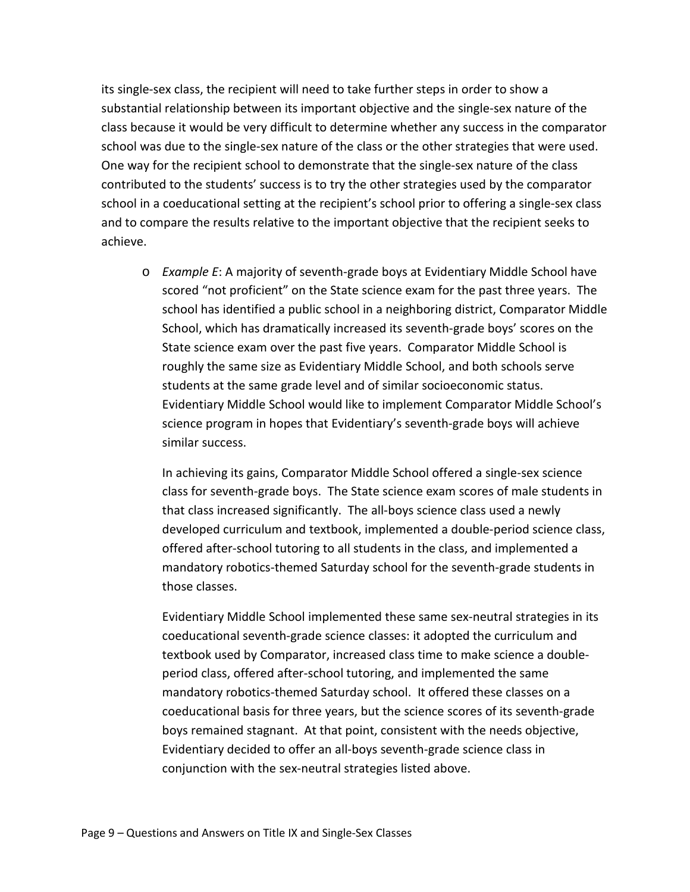its single-sex class, the recipient will need to take further steps in order to show a substantial relationship between its important objective and the single-sex nature of the class because it would be very difficult to determine whether any success in the comparator school was due to the single-sex nature of the class or the other strategies that were used. One way for the recipient school to demonstrate that the single-sex nature of the class contributed to the students' success is to try the other strategies used by the comparator school in a coeducational setting at the recipient's school prior to offering a single-sex class and to compare the results relative to the important objective that the recipient seeks to achieve.

- *Example E*: A majority of seventh-grade boys at Evidentiary Middle School have scored "not proficient" on the State science exam for the past three years. The school has identified a public school in a neighboring district, Comparator Middle School, which has dramatically increased its seventh-grade boys' scores on the State science exam over the past five years. Comparator Middle School is roughly the same size as Evidentiary Middle School, and both schools serve students at the same grade level and of similar socioeconomic status. Evidentiary Middle School would like to implement Comparator Middle School's science program in hopes that Evidentiary's seventh-grade boys will achieve similar success.

  In achieving its gains, Comparator Middle School offered a single-sex science class for seventh-grade boys. The State science exam scores of male students in that class increased significantly. The all-boys science class used a newly developed curriculum and textbook, implemented a double-period science class, offered after-school tutoring to all students in the class, and implemented a mandatory robotics-themed Saturday school for the seventh-grade students in those classes.

  Evidentiary Middle School implemented these same sex-neutral strategies in its coeducational seventh-grade science classes: it adopted the curriculum and textbook used by Comparator, increased class time to make science a double-period class, offered after-school tutoring, and implemented the same mandatory robotics-themed Saturday school. It offered these classes on a coeducational basis for three years, but the science scores of its seventh-grade boys remained stagnant. At that point, consistent with the needs objective, Evidentiary decided to offer an all-boys seventh-grade science class in conjunction with the sex-neutral strategies listed above.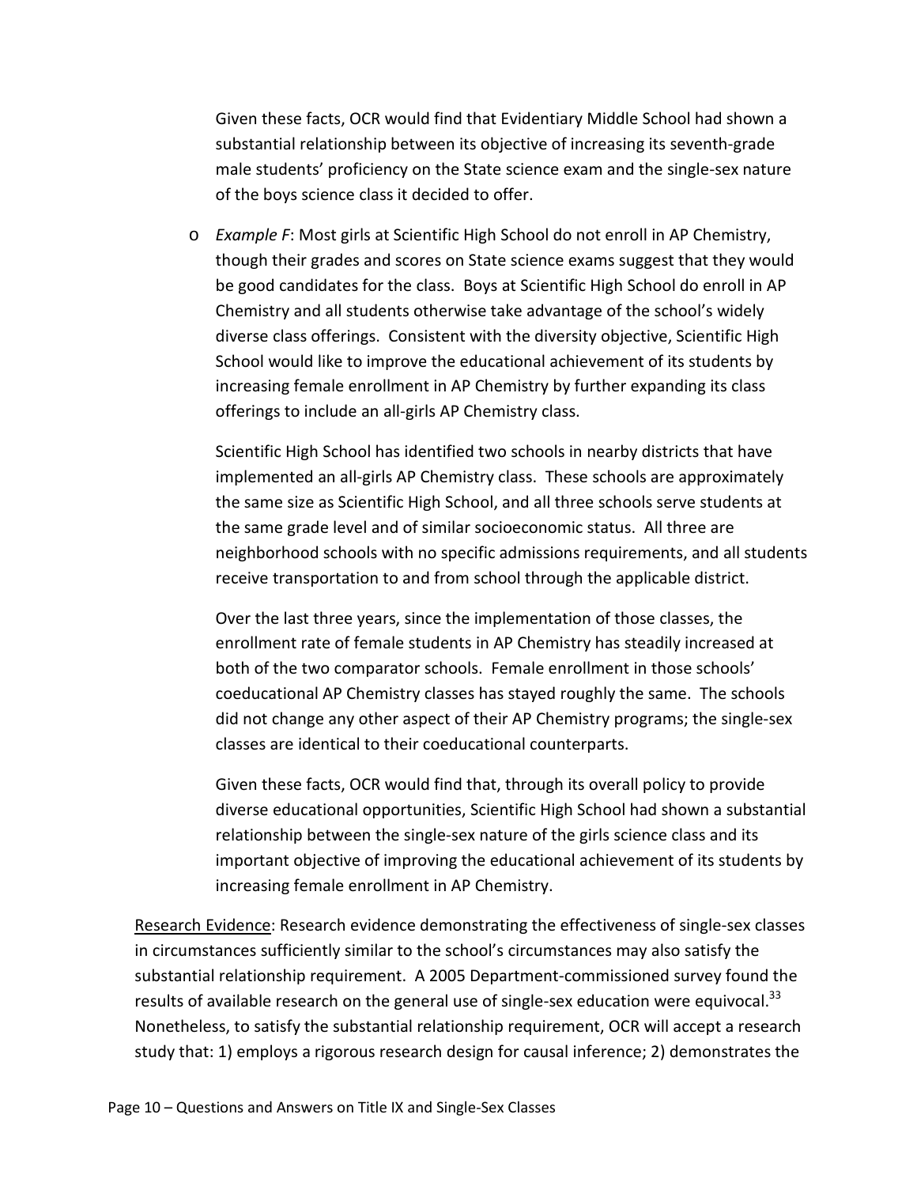Given these facts, OCR would find that Evidentiary Middle School had shown a substantial relationship between its objective of increasing its seventh-grade male students' proficiency on the State science exam and the single-sex nature of the boys science class it decided to offer.

- *Example F*: Most girls at Scientific High School do not enroll in AP Chemistry, though their grades and scores on State science exams suggest that they would be good candidates for the class. Boys at Scientific High School do enroll in AP Chemistry and all students otherwise take advantage of the school's widely diverse class offerings. Consistent with the diversity objective, Scientific High School would like to improve the educational achievement of its students by increasing female enrollment in AP Chemistry by further expanding its class offerings to include an all-girls AP Chemistry class.

  Scientific High School has identified two schools in nearby districts that have implemented an all-girls AP Chemistry class. These schools are approximately the same size as Scientific High School, and all three schools serve students at the same grade level and of similar socioeconomic status. All three are neighborhood schools with no specific admissions requirements, and all students receive transportation to and from school through the applicable district.

  Over the last three years, since the implementation of those classes, the enrollment rate of female students in AP Chemistry has steadily increased at both of the two comparator schools. Female enrollment in those schools' coeducational AP Chemistry classes has stayed roughly the same. The schools did not change any other aspect of their AP Chemistry programs; the single-sex classes are identical to their coeducational counterparts.

  Given these facts, OCR would find that, through its overall policy to provide diverse educational opportunities, Scientific High School had shown a substantial relationship between the single-sex nature of the girls science class and its important objective of improving the educational achievement of its students by increasing female enrollment in AP Chemistry.

<u>Research Evidence</u>: Research evidence demonstrating the effectiveness of single-sex classes in circumstances sufficiently similar to the school's circumstances may also satisfy the substantial relationship requirement. A 2005 Department-commissioned survey found the results of available research on the general use of single-sex education were equivocal.[33] Nonetheless, to satisfy the substantial relationship requirement, OCR will accept a research study that: 1) employs a rigorous research design for causal inference; 2) demonstrates the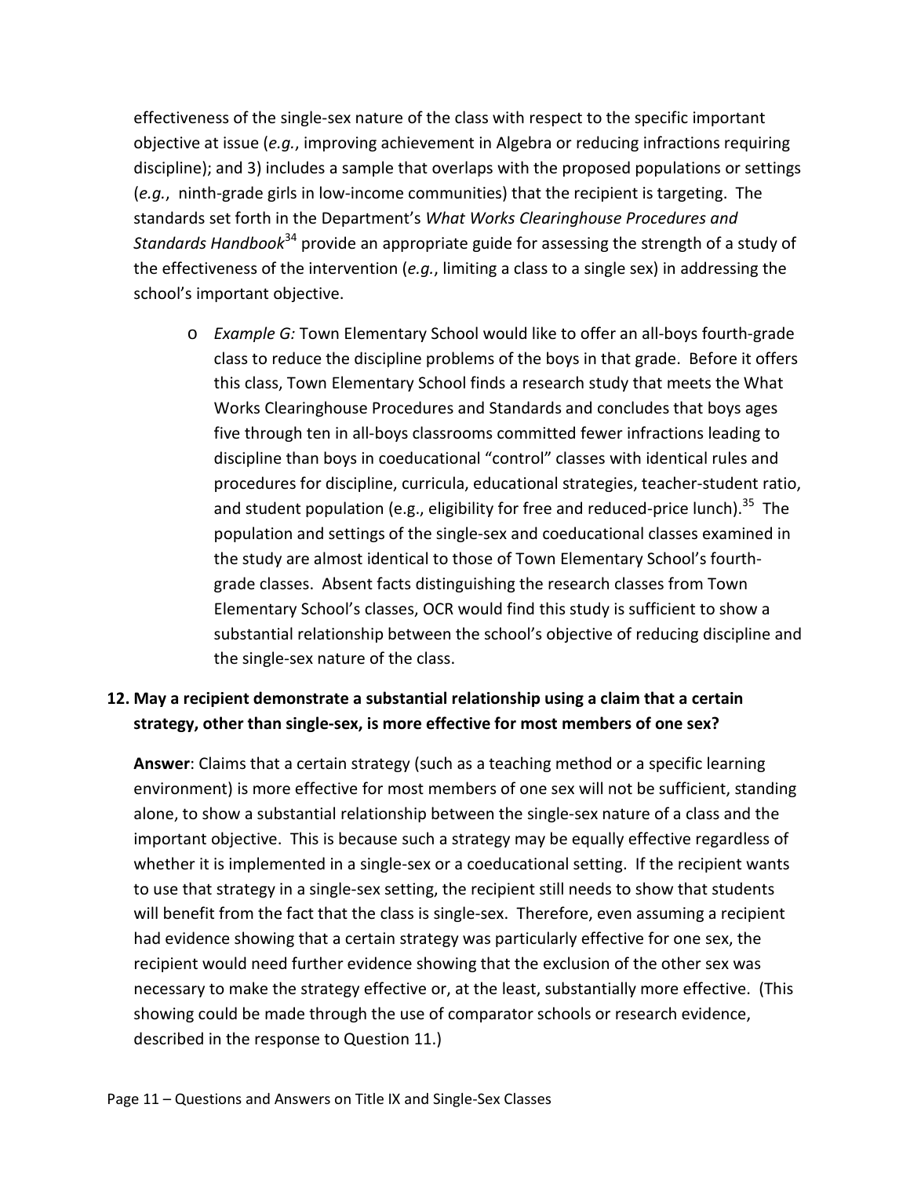effectiveness of the single-sex nature of the class with respect to the specific important objective at issue (*e.g.*, improving achievement in Algebra or reducing infractions requiring discipline); and 3) includes a sample that overlaps with the proposed populations or settings (*e.g.*, ninth-grade girls in low-income communities) that the recipient is targeting. The standards set forth in the Department's *What Works Clearinghouse Procedures and Standards Handbook*[34] provide an appropriate guide for assessing the strength of a study of the effectiveness of the intervention (*e.g.*, limiting a class to a single sex) in addressing the school's important objective.

- *Example G:* Town Elementary School would like to offer an all-boys fourth-grade class to reduce the discipline problems of the boys in that grade. Before it offers this class, Town Elementary School finds a research study that meets the What Works Clearinghouse Procedures and Standards and concludes that boys ages five through ten in all-boys classrooms committed fewer infractions leading to discipline than boys in coeducational "control" classes with identical rules and procedures for discipline, curricula, educational strategies, teacher-student ratio, and student population (e.g., eligibility for free and reduced-price lunch).[35] The population and settings of the single-sex and coeducational classes examined in the study are almost identical to those of Town Elementary School's fourth-grade classes. Absent facts distinguishing the research classes from Town Elementary School's classes, OCR would find this study is sufficient to show a substantial relationship between the school's objective of reducing discipline and the single-sex nature of the class.

**12. May a recipient demonstrate a substantial relationship using a claim that a certain strategy, other than single-sex, is more effective for most members of one sex?**

**Answer**: Claims that a certain strategy (such as a teaching method or a specific learning environment) is more effective for most members of one sex will not be sufficient, standing alone, to show a substantial relationship between the single-sex nature of a class and the important objective. This is because such a strategy may be equally effective regardless of whether it is implemented in a single-sex or a coeducational setting. If the recipient wants to use that strategy in a single-sex setting, the recipient still needs to show that students will benefit from the fact that the class is single-sex. Therefore, even assuming a recipient had evidence showing that a certain strategy was particularly effective for one sex, the recipient would need further evidence showing that the exclusion of the other sex was necessary to make the strategy effective or, at the least, substantially more effective. (This showing could be made through the use of comparator schools or research evidence, described in the response to Question 11.)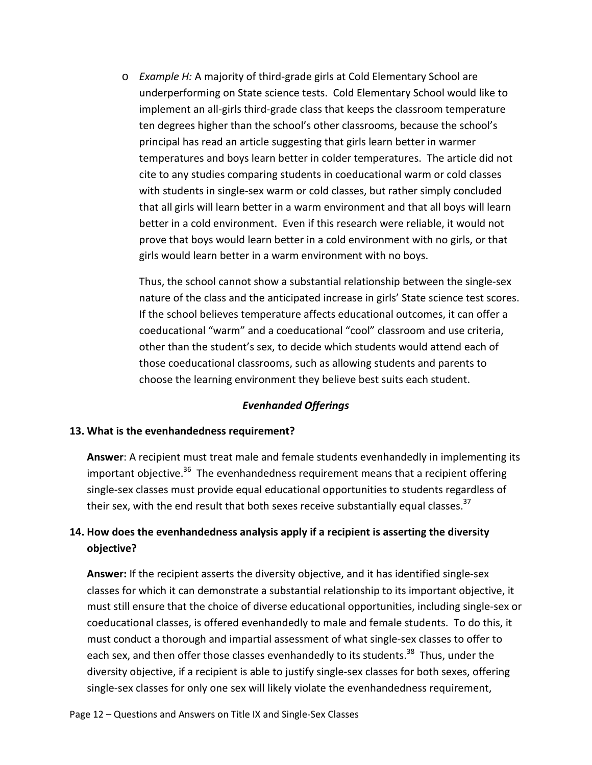- *Example H:* A majority of third-grade girls at Cold Elementary School are underperforming on State science tests. Cold Elementary School would like to implement an all-girls third-grade class that keeps the classroom temperature ten degrees higher than the school's other classrooms, because the school's principal has read an article suggesting that girls learn better in warmer temperatures and boys learn better in colder temperatures. The article did not cite to any studies comparing students in coeducational warm or cold classes with students in single-sex warm or cold classes, but rather simply concluded that all girls will learn better in a warm environment and that all boys will learn better in a cold environment. Even if this research were reliable, it would not prove that boys would learn better in a cold environment with no girls, or that girls would learn better in a warm environment with no boys.

  Thus, the school cannot show a substantial relationship between the single-sex nature of the class and the anticipated increase in girls' State science test scores. If the school believes temperature affects educational outcomes, it can offer a coeducational "warm" and a coeducational "cool" classroom and use criteria, other than the student's sex, to decide which students would attend each of those coeducational classrooms, such as allowing students and parents to choose the learning environment they believe best suits each student.

### *Evenhanded Offerings*

**13. What is the evenhandedness requirement?**

**Answer**: A recipient must treat male and female students evenhandedly in implementing its important objective.[36] The evenhandedness requirement means that a recipient offering single-sex classes must provide equal educational opportunities to students regardless of their sex, with the end result that both sexes receive substantially equal classes.[37]

**14. How does the evenhandedness analysis apply if a recipient is asserting the diversity objective?**

**Answer:** If the recipient asserts the diversity objective, and it has identified single-sex classes for which it can demonstrate a substantial relationship to its important objective, it must still ensure that the choice of diverse educational opportunities, including single-sex or coeducational classes, is offered evenhandedly to male and female students. To do this, it must conduct a thorough and impartial assessment of what single-sex classes to offer to each sex, and then offer those classes evenhandedly to its students.[38] Thus, under the diversity objective, if a recipient is able to justify single-sex classes for both sexes, offering single-sex classes for only one sex will likely violate the evenhandedness requirement,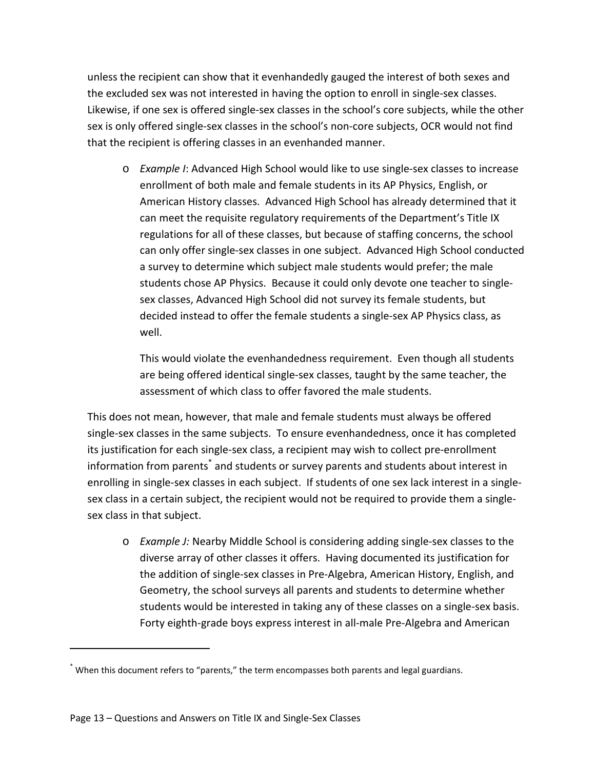unless the recipient can show that it evenhandedly gauged the interest of both sexes and the excluded sex was not interested in having the option to enroll in single-sex classes. Likewise, if one sex is offered single-sex classes in the school's core subjects, while the other sex is only offered single-sex classes in the school's non-core subjects, OCR would not find that the recipient is offering classes in an evenhanded manner.

- *Example I*: Advanced High School would like to use single-sex classes to increase enrollment of both male and female students in its AP Physics, English, or American History classes. Advanced High School has already determined that it can meet the requisite regulatory requirements of the Department's Title IX regulations for all of these classes, but because of staffing concerns, the school can only offer single-sex classes in one subject. Advanced High School conducted a survey to determine which subject male students would prefer; the male students chose AP Physics. Because it could only devote one teacher to single-sex classes, Advanced High School did not survey its female students, but decided instead to offer the female students a single-sex AP Physics class, as well.

  This would violate the evenhandedness requirement. Even though all students are being offered identical single-sex classes, taught by the same teacher, the assessment of which class to offer favored the male students.

This does not mean, however, that male and female students must always be offered single-sex classes in the same subjects. To ensure evenhandedness, once it has completed its justification for each single-sex class, a recipient may wish to collect pre-enrollment information from parents[*] and students or survey parents and students about interest in enrolling in single-sex classes in each subject. If students of one sex lack interest in a single-sex class in a certain subject, the recipient would not be required to provide them a single-sex class in that subject.

- *Example J:* Nearby Middle School is considering adding single-sex classes to the diverse array of other classes it offers. Having documented its justification for the addition of single-sex classes in Pre-Algebra, American History, English, and Geometry, the school surveys all parents and students to determine whether students would be interested in taking any of these classes on a single-sex basis. Forty eighth-grade boys express interest in all-male Pre-Algebra and American

[*] When this document refers to "parents," the term encompasses both parents and legal guardians.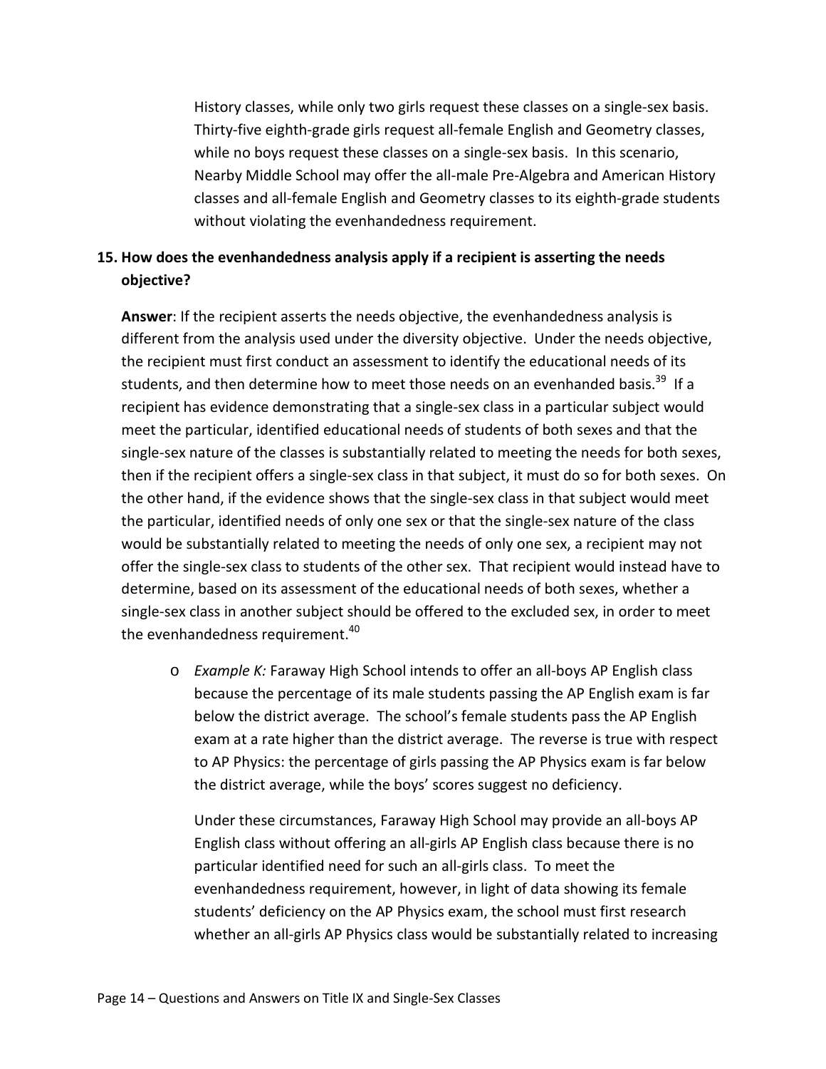History classes, while only two girls request these classes on a single-sex basis. Thirty-five eighth-grade girls request all-female English and Geometry classes, while no boys request these classes on a single-sex basis. In this scenario, Nearby Middle School may offer the all-male Pre-Algebra and American History classes and all-female English and Geometry classes to its eighth-grade students without violating the evenhandedness requirement.

## 15. How does the evenhandedness analysis apply if a recipient is asserting the needs objective?

**Answer**: If the recipient asserts the needs objective, the evenhandedness analysis is different from the analysis used under the diversity objective. Under the needs objective, the recipient must first conduct an assessment to identify the educational needs of its students, and then determine how to meet those needs on an evenhanded basis.[39] If a recipient has evidence demonstrating that a single-sex class in a particular subject would meet the particular, identified educational needs of students of both sexes and that the single-sex nature of the classes is substantially related to meeting the needs for both sexes, then if the recipient offers a single-sex class in that subject, it must do so for both sexes. On the other hand, if the evidence shows that the single-sex class in that subject would meet the particular, identified needs of only one sex or that the single-sex nature of the class would be substantially related to meeting the needs of only one sex, a recipient may not offer the single-sex class to students of the other sex. That recipient would instead have to determine, based on its assessment of the educational needs of both sexes, whether a single-sex class in another subject should be offered to the excluded sex, in order to meet the evenhandedness requirement.[40]

- *Example K:* Faraway High School intends to offer an all-boys AP English class because the percentage of its male students passing the AP English exam is far below the district average. The school's female students pass the AP English exam at a rate higher than the district average. The reverse is true with respect to AP Physics: the percentage of girls passing the AP Physics exam is far below the district average, while the boys' scores suggest no deficiency.

  Under these circumstances, Faraway High School may provide an all-boys AP English class without offering an all-girls AP English class because there is no particular identified need for such an all-girls class. To meet the evenhandedness requirement, however, in light of data showing its female students' deficiency on the AP Physics exam, the school must first research whether an all-girls AP Physics class would be substantially related to increasing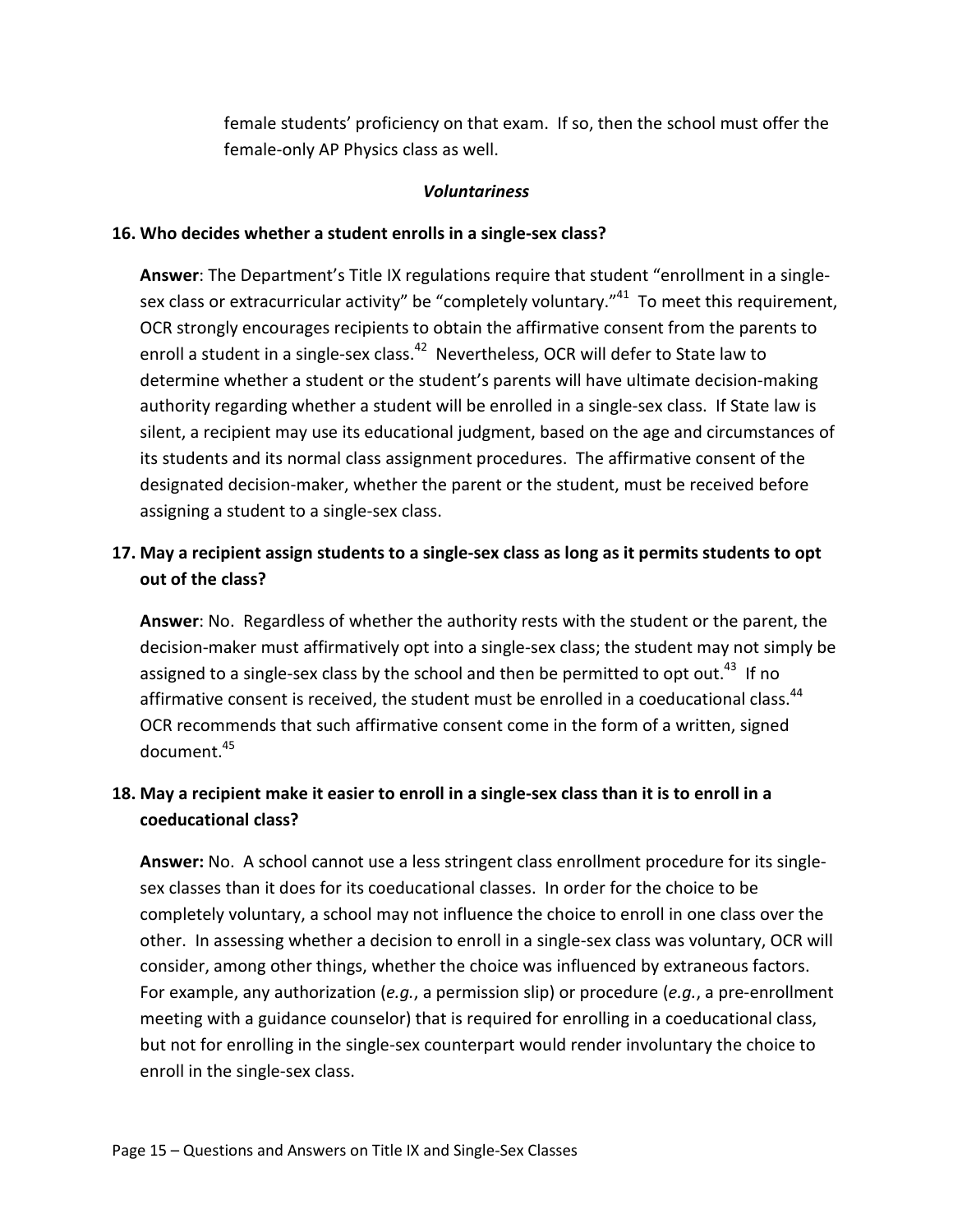female students' proficiency on that exam. If so, then the school must offer the female-only AP Physics class as well.

### *Voluntariness*

**16. Who decides whether a student enrolls in a single-sex class?**

**Answer**: The Department's Title IX regulations require that student "enrollment in a single-sex class or extracurricular activity" be "completely voluntary."[41] To meet this requirement, OCR strongly encourages recipients to obtain the affirmative consent from the parents to enroll a student in a single-sex class.[42] Nevertheless, OCR will defer to State law to determine whether a student or the student's parents will have ultimate decision-making authority regarding whether a student will be enrolled in a single-sex class. If State law is silent, a recipient may use its educational judgment, based on the age and circumstances of its students and its normal class assignment procedures. The affirmative consent of the designated decision-maker, whether the parent or the student, must be received before assigning a student to a single-sex class.

**17. May a recipient assign students to a single-sex class as long as it permits students to opt out of the class?**

**Answer**: No. Regardless of whether the authority rests with the student or the parent, the decision-maker must affirmatively opt into a single-sex class; the student may not simply be assigned to a single-sex class by the school and then be permitted to opt out.[43] If no affirmative consent is received, the student must be enrolled in a coeducational class.[44] OCR recommends that such affirmative consent come in the form of a written, signed document.[45]

**18. May a recipient make it easier to enroll in a single-sex class than it is to enroll in a coeducational class?**

**Answer:** No. A school cannot use a less stringent class enrollment procedure for its single-sex classes than it does for its coeducational classes. In order for the choice to be completely voluntary, a school may not influence the choice to enroll in one class over the other. In assessing whether a decision to enroll in a single-sex class was voluntary, OCR will consider, among other things, whether the choice was influenced by extraneous factors. For example, any authorization (*e.g.*, a permission slip) or procedure (*e.g.*, a pre-enrollment meeting with a guidance counselor) that is required for enrolling in a coeducational class, but not for enrolling in the single-sex counterpart would render involuntary the choice to enroll in the single-sex class.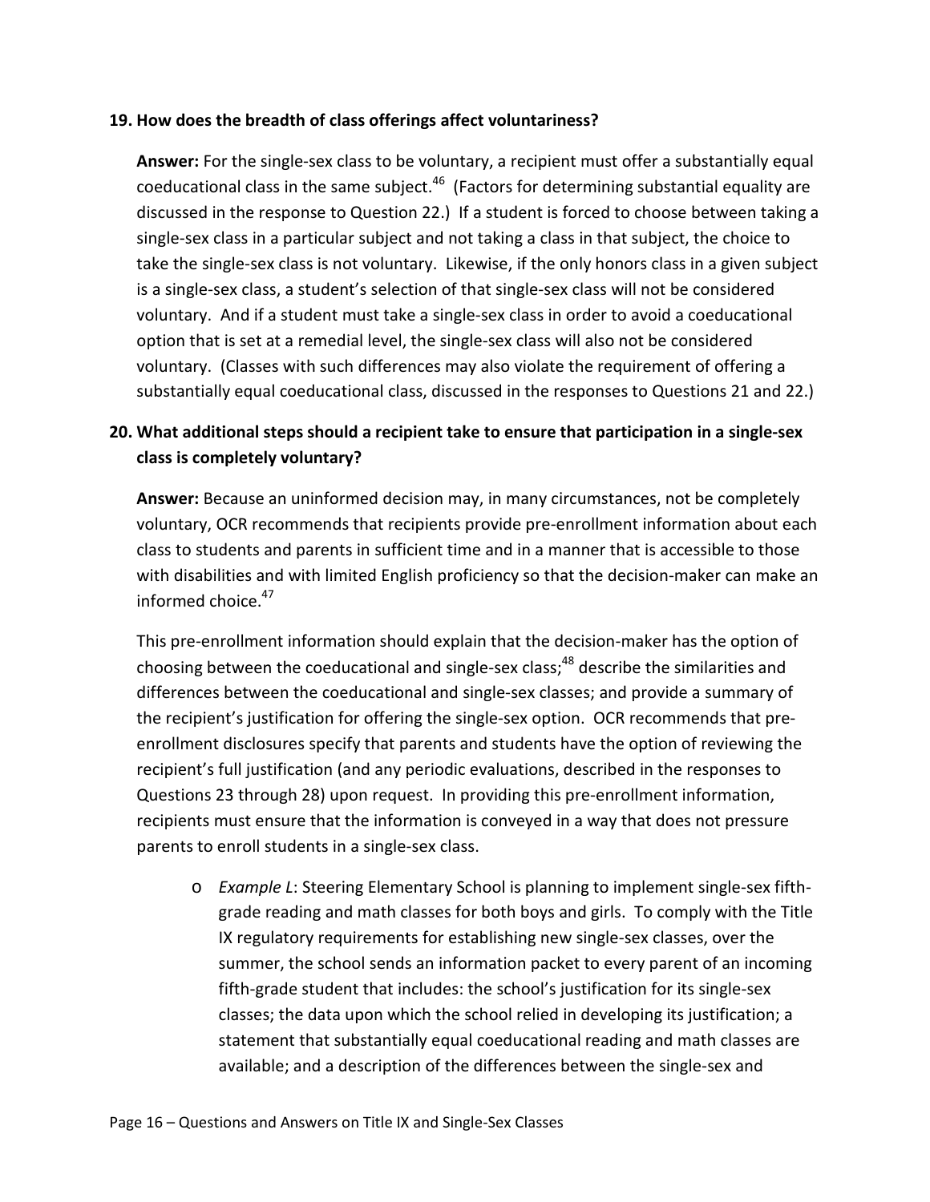**19. How does the breadth of class offerings affect voluntariness?**

**Answer:** For the single-sex class to be voluntary, a recipient must offer a substantially equal coeducational class in the same subject.[46] (Factors for determining substantial equality are discussed in the response to Question 22.) If a student is forced to choose between taking a single-sex class in a particular subject and not taking a class in that subject, the choice to take the single-sex class is not voluntary. Likewise, if the only honors class in a given subject is a single-sex class, a student's selection of that single-sex class will not be considered voluntary. And if a student must take a single-sex class in order to avoid a coeducational option that is set at a remedial level, the single-sex class will also not be considered voluntary. (Classes with such differences may also violate the requirement of offering a substantially equal coeducational class, discussed in the responses to Questions 21 and 22.)

**20. What additional steps should a recipient take to ensure that participation in a single-sex class is completely voluntary?**

**Answer:** Because an uninformed decision may, in many circumstances, not be completely voluntary, OCR recommends that recipients provide pre-enrollment information about each class to students and parents in sufficient time and in a manner that is accessible to those with disabilities and with limited English proficiency so that the decision-maker can make an informed choice.[47]

This pre-enrollment information should explain that the decision-maker has the option of choosing between the coeducational and single-sex class;[48] describe the similarities and differences between the coeducational and single-sex classes; and provide a summary of the recipient's justification for offering the single-sex option. OCR recommends that pre-enrollment disclosures specify that parents and students have the option of reviewing the recipient's full justification (and any periodic evaluations, described in the responses to Questions 23 through 28) upon request. In providing this pre-enrollment information, recipients must ensure that the information is conveyed in a way that does not pressure parents to enroll students in a single-sex class.

- *Example L*: Steering Elementary School is planning to implement single-sex fifth-grade reading and math classes for both boys and girls. To comply with the Title IX regulatory requirements for establishing new single-sex classes, over the summer, the school sends an information packet to every parent of an incoming fifth-grade student that includes: the school's justification for its single-sex classes; the data upon which the school relied in developing its justification; a statement that substantially equal coeducational reading and math classes are available; and a description of the differences between the single-sex and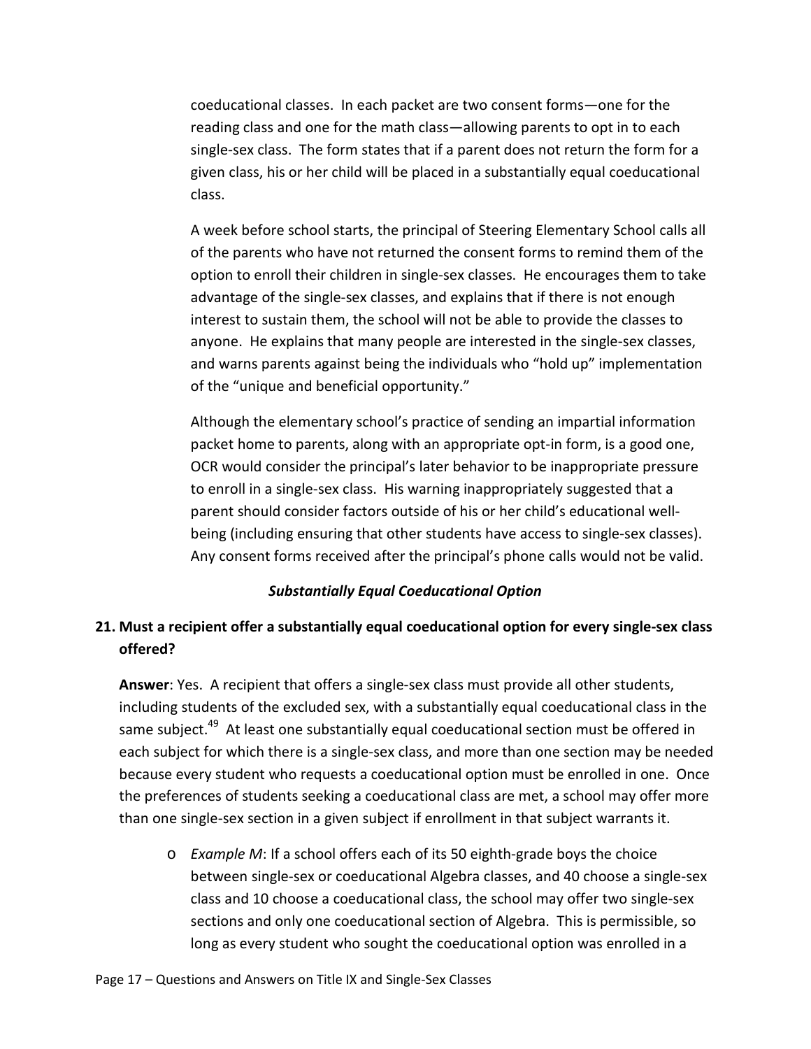coeducational classes. In each packet are two consent forms—one for the reading class and one for the math class—allowing parents to opt in to each single-sex class. The form states that if a parent does not return the form for a given class, his or her child will be placed in a substantially equal coeducational class.

A week before school starts, the principal of Steering Elementary School calls all of the parents who have not returned the consent forms to remind them of the option to enroll their children in single-sex classes. He encourages them to take advantage of the single-sex classes, and explains that if there is not enough interest to sustain them, the school will not be able to provide the classes to anyone. He explains that many people are interested in the single-sex classes, and warns parents against being the individuals who "hold up" implementation of the "unique and beneficial opportunity."

Although the elementary school's practice of sending an impartial information packet home to parents, along with an appropriate opt-in form, is a good one, OCR would consider the principal's later behavior to be inappropriate pressure to enroll in a single-sex class. His warning inappropriately suggested that a parent should consider factors outside of his or her child's educational well-being (including ensuring that other students have access to single-sex classes). Any consent forms received after the principal's phone calls would not be valid.

### *Substantially Equal Coeducational Option*

## 21. Must a recipient offer a substantially equal coeducational option for every single-sex class offered?

**Answer**: Yes. A recipient that offers a single-sex class must provide all other students, including students of the excluded sex, with a substantially equal coeducational class in the same subject.[49] At least one substantially equal coeducational section must be offered in each subject for which there is a single-sex class, and more than one section may be needed because every student who requests a coeducational option must be enrolled in one. Once the preferences of students seeking a coeducational class are met, a school may offer more than one single-sex section in a given subject if enrollment in that subject warrants it.

- *Example M*: If a school offers each of its 50 eighth-grade boys the choice between single-sex or coeducational Algebra classes, and 40 choose a single-sex class and 10 choose a coeducational class, the school may offer two single-sex sections and only one coeducational section of Algebra. This is permissible, so long as every student who sought the coeducational option was enrolled in a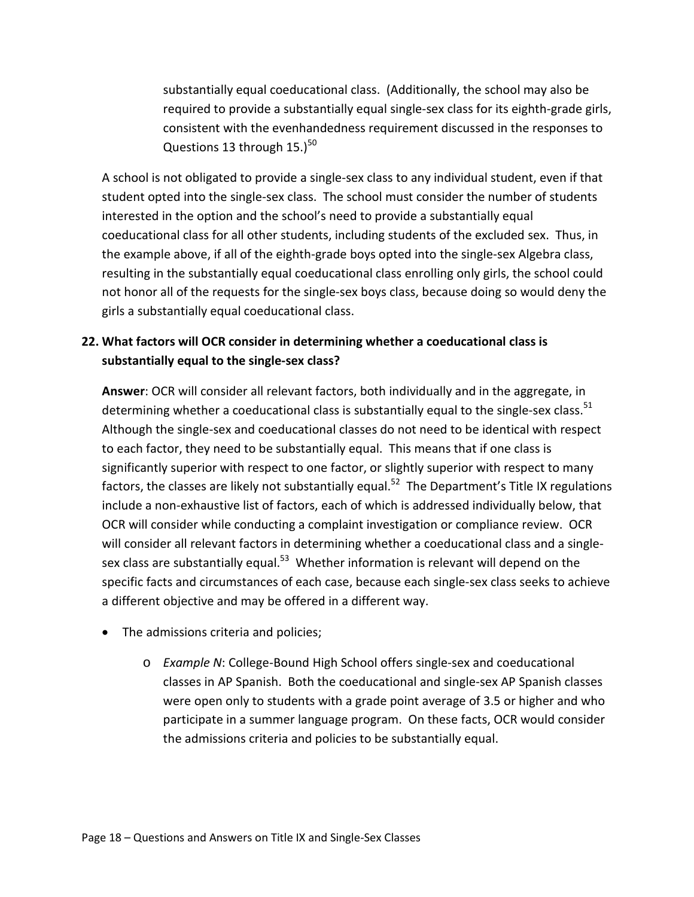substantially equal coeducational class. (Additionally, the school may also be required to provide a substantially equal single-sex class for its eighth-grade girls, consistent with the evenhandedness requirement discussed in the responses to Questions 13 through 15.)[50]

A school is not obligated to provide a single-sex class to any individual student, even if that student opted into the single-sex class. The school must consider the number of students interested in the option and the school's need to provide a substantially equal coeducational class for all other students, including students of the excluded sex. Thus, in the example above, if all of the eighth-grade boys opted into the single-sex Algebra class, resulting in the substantially equal coeducational class enrolling only girls, the school could not honor all of the requests for the single-sex boys class, because doing so would deny the girls a substantially equal coeducational class.

**22. What factors will OCR consider in determining whether a coeducational class is substantially equal to the single-sex class?**

**Answer**: OCR will consider all relevant factors, both individually and in the aggregate, in determining whether a coeducational class is substantially equal to the single-sex class.[51] Although the single-sex and coeducational classes do not need to be identical with respect to each factor, they need to be substantially equal. This means that if one class is significantly superior with respect to one factor, or slightly superior with respect to many factors, the classes are likely not substantially equal.[52] The Department's Title IX regulations include a non-exhaustive list of factors, each of which is addressed individually below, that OCR will consider while conducting a complaint investigation or compliance review. OCR will consider all relevant factors in determining whether a coeducational class and a single-sex class are substantially equal.[53] Whether information is relevant will depend on the specific facts and circumstances of each case, because each single-sex class seeks to achieve a different objective and may be offered in a different way.

- The admissions criteria and policies;
  - *Example N*: College-Bound High School offers single-sex and coeducational classes in AP Spanish. Both the coeducational and single-sex AP Spanish classes were open only to students with a grade point average of 3.5 or higher and who participate in a summer language program. On these facts, OCR would consider the admissions criteria and policies to be substantially equal.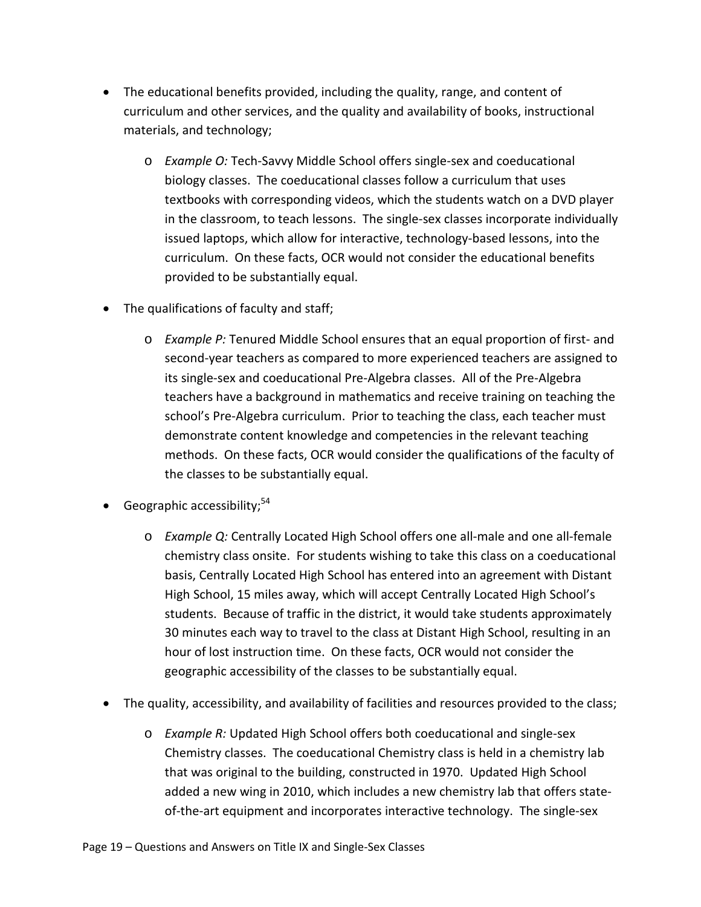- The educational benefits provided, including the quality, range, and content of curriculum and other services, and the quality and availability of books, instructional materials, and technology;
  - *Example O:* Tech-Savvy Middle School offers single-sex and coeducational biology classes. The coeducational classes follow a curriculum that uses textbooks with corresponding videos, which the students watch on a DVD player in the classroom, to teach lessons. The single-sex classes incorporate individually issued laptops, which allow for interactive, technology-based lessons, into the curriculum. On these facts, OCR would not consider the educational benefits provided to be substantially equal.
- The qualifications of faculty and staff;
  - *Example P:* Tenured Middle School ensures that an equal proportion of first- and second-year teachers as compared to more experienced teachers are assigned to its single-sex and coeducational Pre-Algebra classes. All of the Pre-Algebra teachers have a background in mathematics and receive training on teaching the school's Pre-Algebra curriculum. Prior to teaching the class, each teacher must demonstrate content knowledge and competencies in the relevant teaching methods. On these facts, OCR would consider the qualifications of the faculty of the classes to be substantially equal.
- Geographic accessibility;[54]
  - *Example Q:* Centrally Located High School offers one all-male and one all-female chemistry class onsite. For students wishing to take this class on a coeducational basis, Centrally Located High School has entered into an agreement with Distant High School, 15 miles away, which will accept Centrally Located High School's students. Because of traffic in the district, it would take students approximately 30 minutes each way to travel to the class at Distant High School, resulting in an hour of lost instruction time. On these facts, OCR would not consider the geographic accessibility of the classes to be substantially equal.
- The quality, accessibility, and availability of facilities and resources provided to the class;
  - *Example R:* Updated High School offers both coeducational and single-sex Chemistry classes. The coeducational Chemistry class is held in a chemistry lab that was original to the building, constructed in 1970. Updated High School added a new wing in 2010, which includes a new chemistry lab that offers state-of-the-art equipment and incorporates interactive technology. The single-sex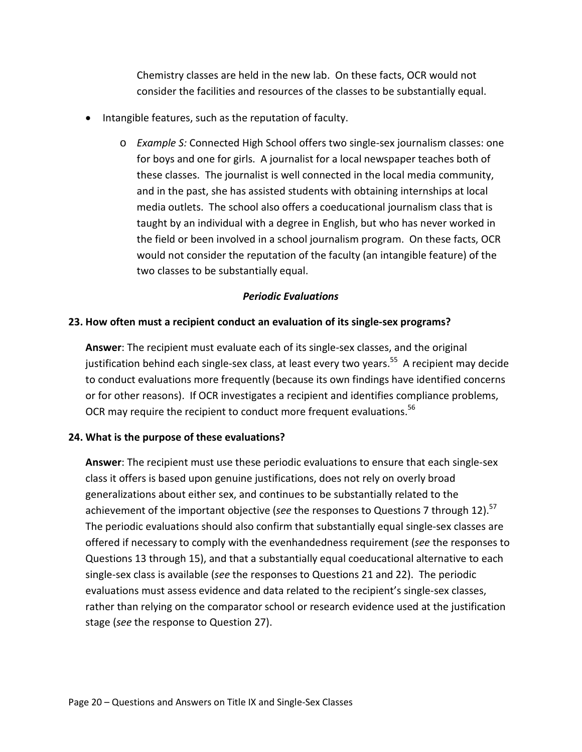Chemistry classes are held in the new lab. On these facts, OCR would not consider the facilities and resources of the classes to be substantially equal.

- Intangible features, such as the reputation of faculty.
  - *Example S:* Connected High School offers two single-sex journalism classes: one for boys and one for girls. A journalist for a local newspaper teaches both of these classes. The journalist is well connected in the local media community, and in the past, she has assisted students with obtaining internships at local media outlets. The school also offers a coeducational journalism class that is taught by an individual with a degree in English, but who has never worked in the field or been involved in a school journalism program. On these facts, OCR would not consider the reputation of the faculty (an intangible feature) of the two classes to be substantially equal.

### *Periodic Evaluations*

**23. How often must a recipient conduct an evaluation of its single-sex programs?**

**Answer**: The recipient must evaluate each of its single-sex classes, and the original justification behind each single-sex class, at least every two years.[55] A recipient may decide to conduct evaluations more frequently (because its own findings have identified concerns or for other reasons). If OCR investigates a recipient and identifies compliance problems, OCR may require the recipient to conduct more frequent evaluations.[56]

**24. What is the purpose of these evaluations?**

**Answer**: The recipient must use these periodic evaluations to ensure that each single-sex class it offers is based upon genuine justifications, does not rely on overly broad generalizations about either sex, and continues to be substantially related to the achievement of the important objective (*see* the responses to Questions 7 through 12).[57] The periodic evaluations should also confirm that substantially equal single-sex classes are offered if necessary to comply with the evenhandedness requirement (*see* the responses to Questions 13 through 15), and that a substantially equal coeducational alternative to each single-sex class is available (*see* the responses to Questions 21 and 22). The periodic evaluations must assess evidence and data related to the recipient's single-sex classes, rather than relying on the comparator school or research evidence used at the justification stage (*see* the response to Question 27).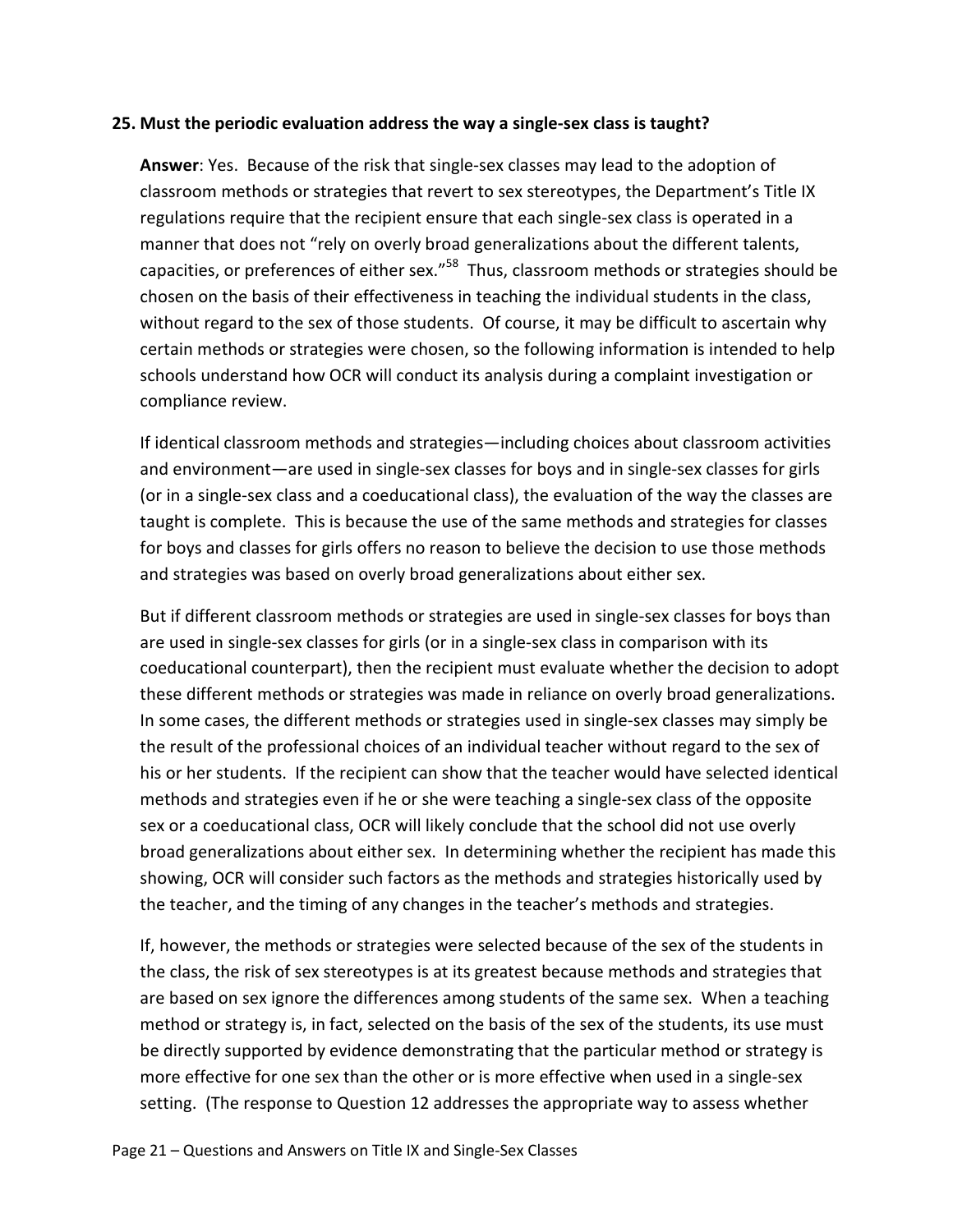**25. Must the periodic evaluation address the way a single-sex class is taught?**

**Answer**: Yes. Because of the risk that single-sex classes may lead to the adoption of classroom methods or strategies that revert to sex stereotypes, the Department's Title IX regulations require that the recipient ensure that each single-sex class is operated in a manner that does not "rely on overly broad generalizations about the different talents, capacities, or preferences of either sex."[58] Thus, classroom methods or strategies should be chosen on the basis of their effectiveness in teaching the individual students in the class, without regard to the sex of those students. Of course, it may be difficult to ascertain why certain methods or strategies were chosen, so the following information is intended to help schools understand how OCR will conduct its analysis during a complaint investigation or compliance review.

If identical classroom methods and strategies—including choices about classroom activities and environment—are used in single-sex classes for boys and in single-sex classes for girls (or in a single-sex class and a coeducational class), the evaluation of the way the classes are taught is complete. This is because the use of the same methods and strategies for classes for boys and classes for girls offers no reason to believe the decision to use those methods and strategies was based on overly broad generalizations about either sex.

But if different classroom methods or strategies are used in single-sex classes for boys than are used in single-sex classes for girls (or in a single-sex class in comparison with its coeducational counterpart), then the recipient must evaluate whether the decision to adopt these different methods or strategies was made in reliance on overly broad generalizations. In some cases, the different methods or strategies used in single-sex classes may simply be the result of the professional choices of an individual teacher without regard to the sex of his or her students. If the recipient can show that the teacher would have selected identical methods and strategies even if he or she were teaching a single-sex class of the opposite sex or a coeducational class, OCR will likely conclude that the school did not use overly broad generalizations about either sex. In determining whether the recipient has made this showing, OCR will consider such factors as the methods and strategies historically used by the teacher, and the timing of any changes in the teacher's methods and strategies.

If, however, the methods or strategies were selected because of the sex of the students in the class, the risk of sex stereotypes is at its greatest because methods and strategies that are based on sex ignore the differences among students of the same sex. When a teaching method or strategy is, in fact, selected on the basis of the sex of the students, its use must be directly supported by evidence demonstrating that the particular method or strategy is more effective for one sex than the other or is more effective when used in a single-sex setting. (The response to Question 12 addresses the appropriate way to assess whether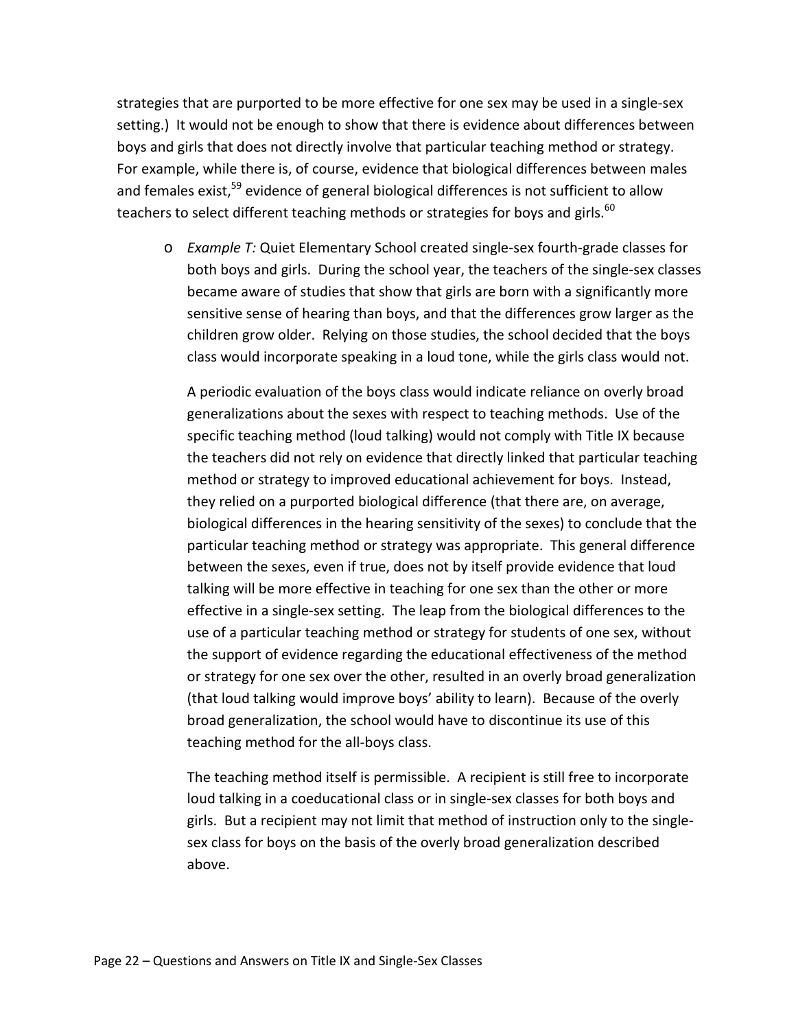strategies that are purported to be more effective for one sex may be used in a single-sex setting.) It would not be enough to show that there is evidence about differences between boys and girls that does not directly involve that particular teaching method or strategy. For example, while there is, of course, evidence that biological differences between males and females exist,[59] evidence of general biological differences is not sufficient to allow teachers to select different teaching methods or strategies for boys and girls.[60]

- *Example T:* Quiet Elementary School created single-sex fourth-grade classes for both boys and girls. During the school year, the teachers of the single-sex classes became aware of studies that show that girls are born with a significantly more sensitive sense of hearing than boys, and that the differences grow larger as the children grow older. Relying on those studies, the school decided that the boys class would incorporate speaking in a loud tone, while the girls class would not.

  A periodic evaluation of the boys class would indicate reliance on overly broad generalizations about the sexes with respect to teaching methods. Use of the specific teaching method (loud talking) would not comply with Title IX because the teachers did not rely on evidence that directly linked that particular teaching method or strategy to improved educational achievement for boys. Instead, they relied on a purported biological difference (that there are, on average, biological differences in the hearing sensitivity of the sexes) to conclude that the particular teaching method or strategy was appropriate. This general difference between the sexes, even if true, does not by itself provide evidence that loud talking will be more effective in teaching for one sex than the other or more effective in a single-sex setting. The leap from the biological differences to the use of a particular teaching method or strategy for students of one sex, without the support of evidence regarding the educational effectiveness of the method or strategy for one sex over the other, resulted in an overly broad generalization (that loud talking would improve boys' ability to learn). Because of the overly broad generalization, the school would have to discontinue its use of this teaching method for the all-boys class.

  The teaching method itself is permissible. A recipient is still free to incorporate loud talking in a coeducational class or in single-sex classes for both boys and girls. But a recipient may not limit that method of instruction only to the single-sex class for boys on the basis of the overly broad generalization described above.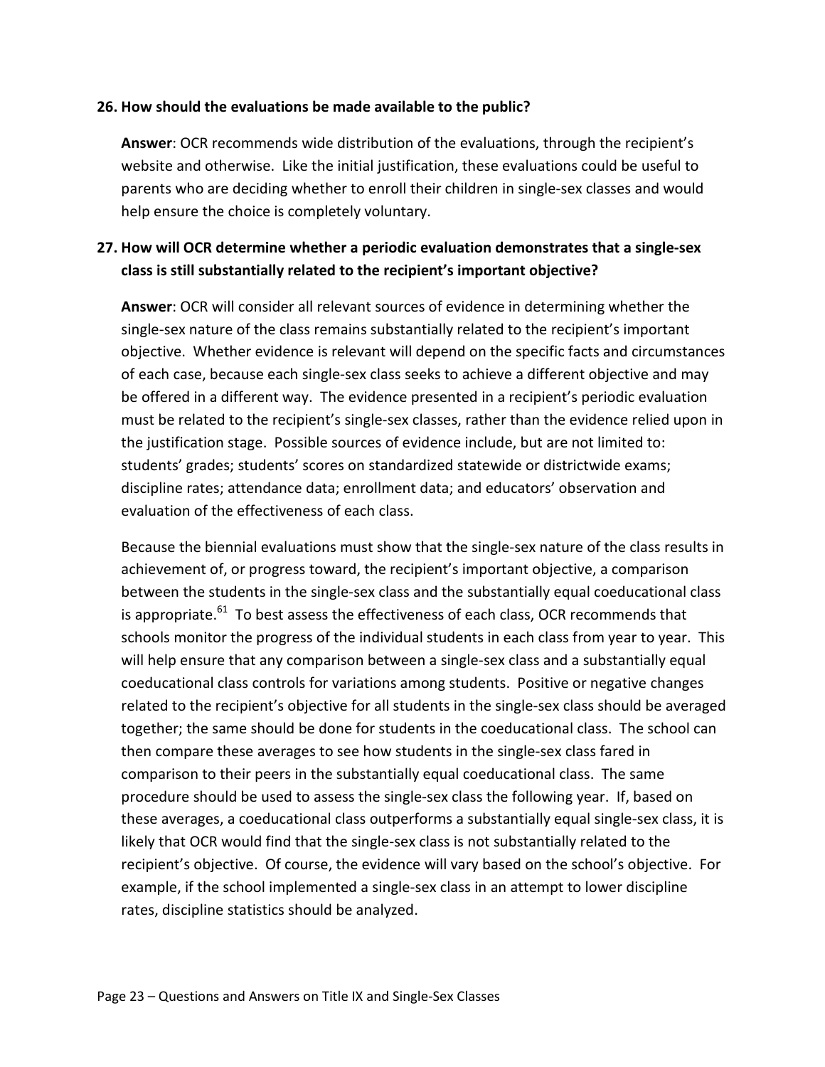**26. How should the evaluations be made available to the public?**

**Answer**: OCR recommends wide distribution of the evaluations, through the recipient's website and otherwise. Like the initial justification, these evaluations could be useful to parents who are deciding whether to enroll their children in single-sex classes and would help ensure the choice is completely voluntary.

**27. How will OCR determine whether a periodic evaluation demonstrates that a single-sex class is still substantially related to the recipient's important objective?**

**Answer**: OCR will consider all relevant sources of evidence in determining whether the single-sex nature of the class remains substantially related to the recipient's important objective. Whether evidence is relevant will depend on the specific facts and circumstances of each case, because each single-sex class seeks to achieve a different objective and may be offered in a different way. The evidence presented in a recipient's periodic evaluation must be related to the recipient's single-sex classes, rather than the evidence relied upon in the justification stage. Possible sources of evidence include, but are not limited to: students' grades; students' scores on standardized statewide or districtwide exams; discipline rates; attendance data; enrollment data; and educators' observation and evaluation of the effectiveness of each class.

Because the biennial evaluations must show that the single-sex nature of the class results in achievement of, or progress toward, the recipient's important objective, a comparison between the students in the single-sex class and the substantially equal coeducational class is appropriate.[61] To best assess the effectiveness of each class, OCR recommends that schools monitor the progress of the individual students in each class from year to year. This will help ensure that any comparison between a single-sex class and a substantially equal coeducational class controls for variations among students. Positive or negative changes related to the recipient's objective for all students in the single-sex class should be averaged together; the same should be done for students in the coeducational class. The school can then compare these averages to see how students in the single-sex class fared in comparison to their peers in the substantially equal coeducational class. The same procedure should be used to assess the single-sex class the following year. If, based on these averages, a coeducational class outperforms a substantially equal single-sex class, it is likely that OCR would find that the single-sex class is not substantially related to the recipient's objective. Of course, the evidence will vary based on the school's objective. For example, if the school implemented a single-sex class in an attempt to lower discipline rates, discipline statistics should be analyzed.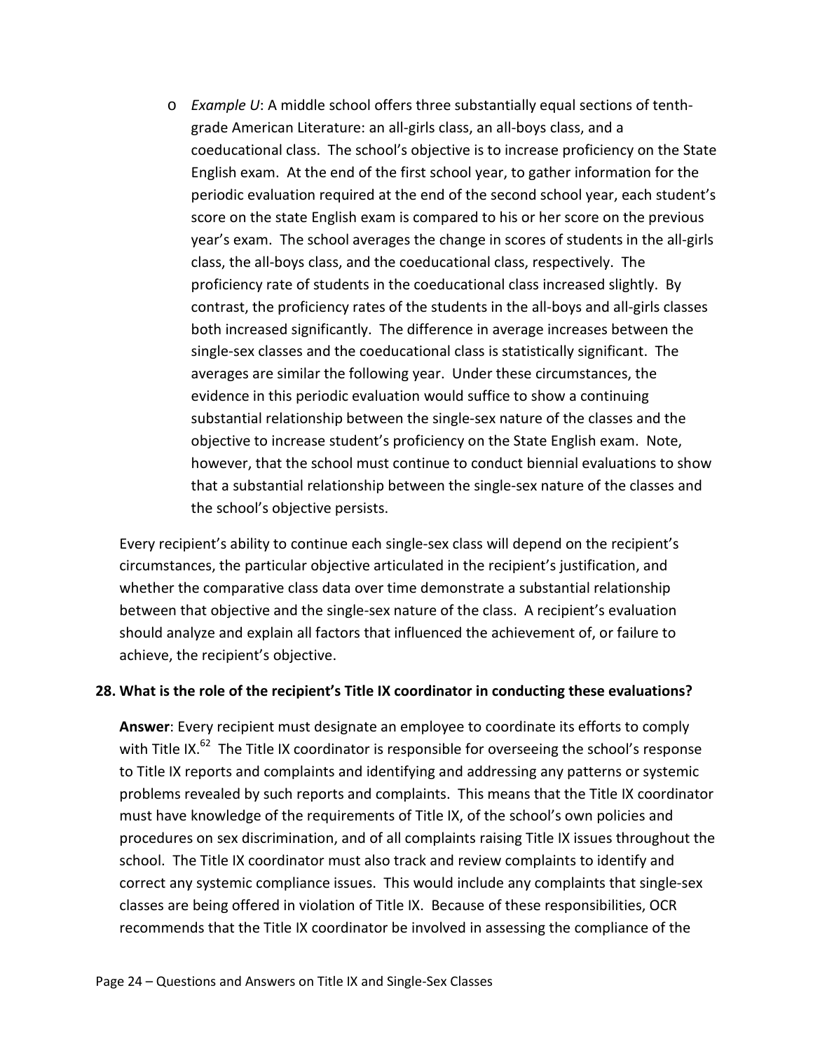- *Example U*: A middle school offers three substantially equal sections of tenth-grade American Literature: an all-girls class, an all-boys class, and a coeducational class. The school's objective is to increase proficiency on the State English exam. At the end of the first school year, to gather information for the periodic evaluation required at the end of the second school year, each student's score on the state English exam is compared to his or her score on the previous year's exam. The school averages the change in scores of students in the all-girls class, the all-boys class, and the coeducational class, respectively. The proficiency rate of students in the coeducational class increased slightly. By contrast, the proficiency rates of the students in the all-boys and all-girls classes both increased significantly. The difference in average increases between the single-sex classes and the coeducational class is statistically significant. The averages are similar the following year. Under these circumstances, the evidence in this periodic evaluation would suffice to show a continuing substantial relationship between the single-sex nature of the classes and the objective to increase student's proficiency on the State English exam. Note, however, that the school must continue to conduct biennial evaluations to show that a substantial relationship between the single-sex nature of the classes and the school's objective persists.

Every recipient's ability to continue each single-sex class will depend on the recipient's circumstances, the particular objective articulated in the recipient's justification, and whether the comparative class data over time demonstrate a substantial relationship between that objective and the single-sex nature of the class. A recipient's evaluation should analyze and explain all factors that influenced the achievement of, or failure to achieve, the recipient's objective.

**28. What is the role of the recipient's Title IX coordinator in conducting these evaluations?**

**Answer**: Every recipient must designate an employee to coordinate its efforts to comply with Title IX.[62] The Title IX coordinator is responsible for overseeing the school's response to Title IX reports and complaints and identifying and addressing any patterns or systemic problems revealed by such reports and complaints. This means that the Title IX coordinator must have knowledge of the requirements of Title IX, of the school's own policies and procedures on sex discrimination, and of all complaints raising Title IX issues throughout the school. The Title IX coordinator must also track and review complaints to identify and correct any systemic compliance issues. This would include any complaints that single-sex classes are being offered in violation of Title IX. Because of these responsibilities, OCR recommends that the Title IX coordinator be involved in assessing the compliance of the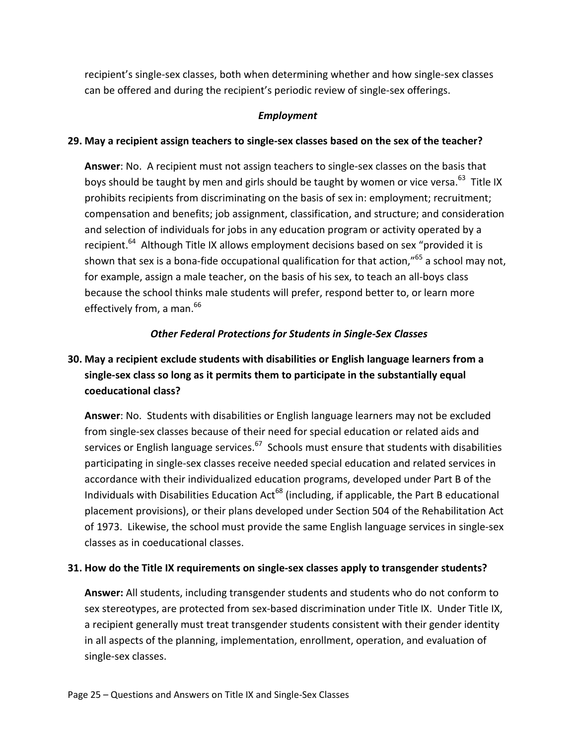recipient's single-sex classes, both when determining whether and how single-sex classes can be offered and during the recipient's periodic review of single-sex offerings.

### *Employment*

**29. May a recipient assign teachers to single-sex classes based on the sex of the teacher?**

**Answer**: No. A recipient must not assign teachers to single-sex classes on the basis that boys should be taught by men and girls should be taught by women or vice versa.[63] Title IX prohibits recipients from discriminating on the basis of sex in: employment; recruitment; compensation and benefits; job assignment, classification, and structure; and consideration and selection of individuals for jobs in any education program or activity operated by a recipient.[64] Although Title IX allows employment decisions based on sex "provided it is shown that sex is a bona-fide occupational qualification for that action,"[65] a school may not, for example, assign a male teacher, on the basis of his sex, to teach an all-boys class because the school thinks male students will prefer, respond better to, or learn more effectively from, a man.[66]

### *Other Federal Protections for Students in Single-Sex Classes*

**30. May a recipient exclude students with disabilities or English language learners from a single-sex class so long as it permits them to participate in the substantially equal coeducational class?**

**Answer**: No. Students with disabilities or English language learners may not be excluded from single-sex classes because of their need for special education or related aids and services or English language services.[67] Schools must ensure that students with disabilities participating in single-sex classes receive needed special education and related services in accordance with their individualized education programs, developed under Part B of the Individuals with Disabilities Education Act[68] (including, if applicable, the Part B educational placement provisions), or their plans developed under Section 504 of the Rehabilitation Act of 1973. Likewise, the school must provide the same English language services in single-sex classes as in coeducational classes.

**31. How do the Title IX requirements on single-sex classes apply to transgender students?**

**Answer:** All students, including transgender students and students who do not conform to sex stereotypes, are protected from sex-based discrimination under Title IX. Under Title IX, a recipient generally must treat transgender students consistent with their gender identity in all aspects of the planning, implementation, enrollment, operation, and evaluation of single-sex classes.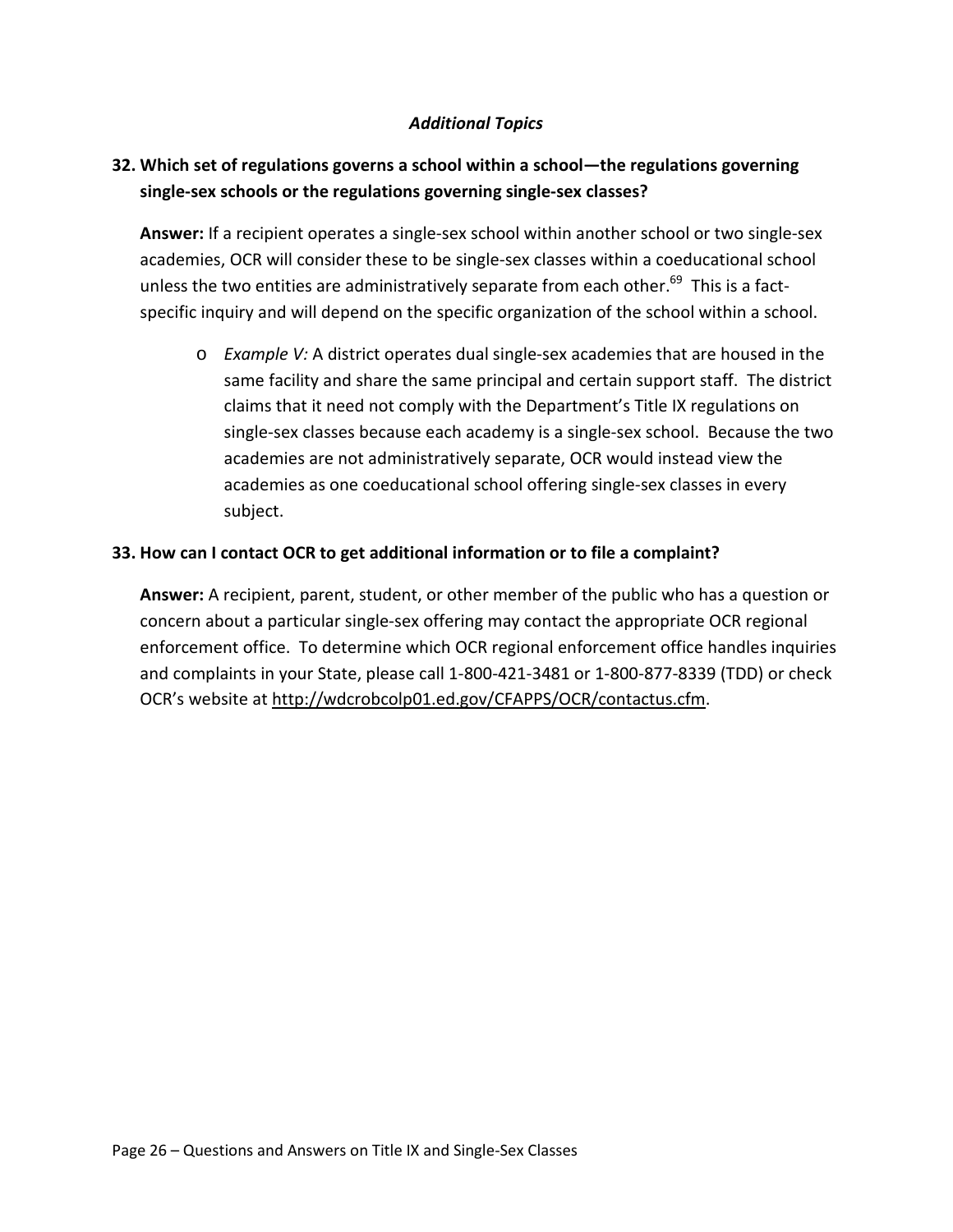### *Additional Topics*

**32. Which set of regulations governs a school within a school—the regulations governing single-sex schools or the regulations governing single-sex classes?**

**Answer:** If a recipient operates a single-sex school within another school or two single-sex academies, OCR will consider these to be single-sex classes within a coeducational school unless the two entities are administratively separate from each other.[69] This is a fact-specific inquiry and will depend on the specific organization of the school within a school.

- *Example V:* A district operates dual single-sex academies that are housed in the same facility and share the same principal and certain support staff. The district claims that it need not comply with the Department's Title IX regulations on single-sex classes because each academy is a single-sex school. Because the two academies are not administratively separate, OCR would instead view the academies as one coeducational school offering single-sex classes in every subject.

**33. How can I contact OCR to get additional information or to file a complaint?**

**Answer:** A recipient, parent, student, or other member of the public who has a question or concern about a particular single-sex offering may contact the appropriate OCR regional enforcement office. To determine which OCR regional enforcement office handles inquiries and complaints in your State, please call 1-800-421-3481 or 1-800-877-8339 (TDD) or check OCR's website at http://wdcrobcolp01.ed.gov/CFAPPS/OCR/contactus.cfm.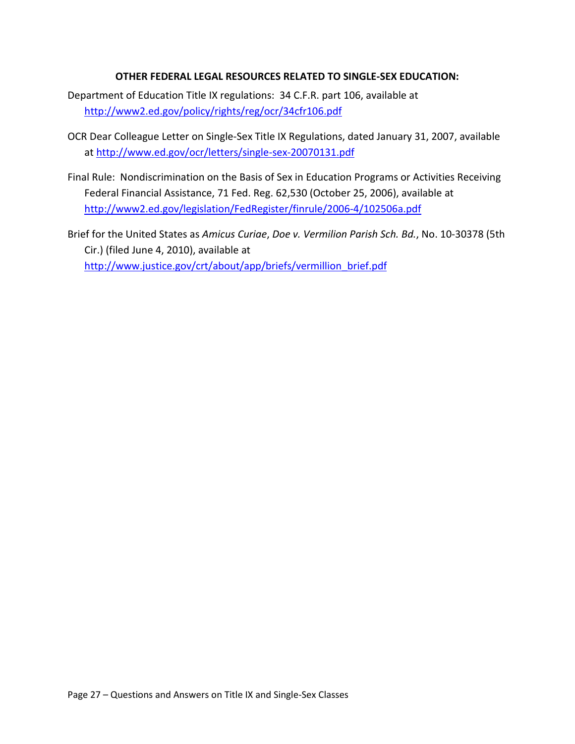## OTHER FEDERAL LEGAL RESOURCES RELATED TO SINGLE-SEX EDUCATION:

Department of Education Title IX regulations: 34 C.F.R. part 106, available at http://www2.ed.gov/policy/rights/reg/ocr/34cfr106.pdf

OCR Dear Colleague Letter on Single-Sex Title IX Regulations, dated January 31, 2007, available at http://www.ed.gov/ocr/letters/single-sex-20070131.pdf

Final Rule: Nondiscrimination on the Basis of Sex in Education Programs or Activities Receiving Federal Financial Assistance, 71 Fed. Reg. 62,530 (October 25, 2006), available at http://www2.ed.gov/legislation/FedRegister/finrule/2006-4/102506a.pdf

Brief for the United States as *Amicus Curiae*, *Doe v. Vermilion Parish Sch. Bd.*, No. 10-30378 (5th Cir.) (filed June 4, 2010), available at http://www.justice.gov/crt/about/app/briefs/vermillion_brief.pdf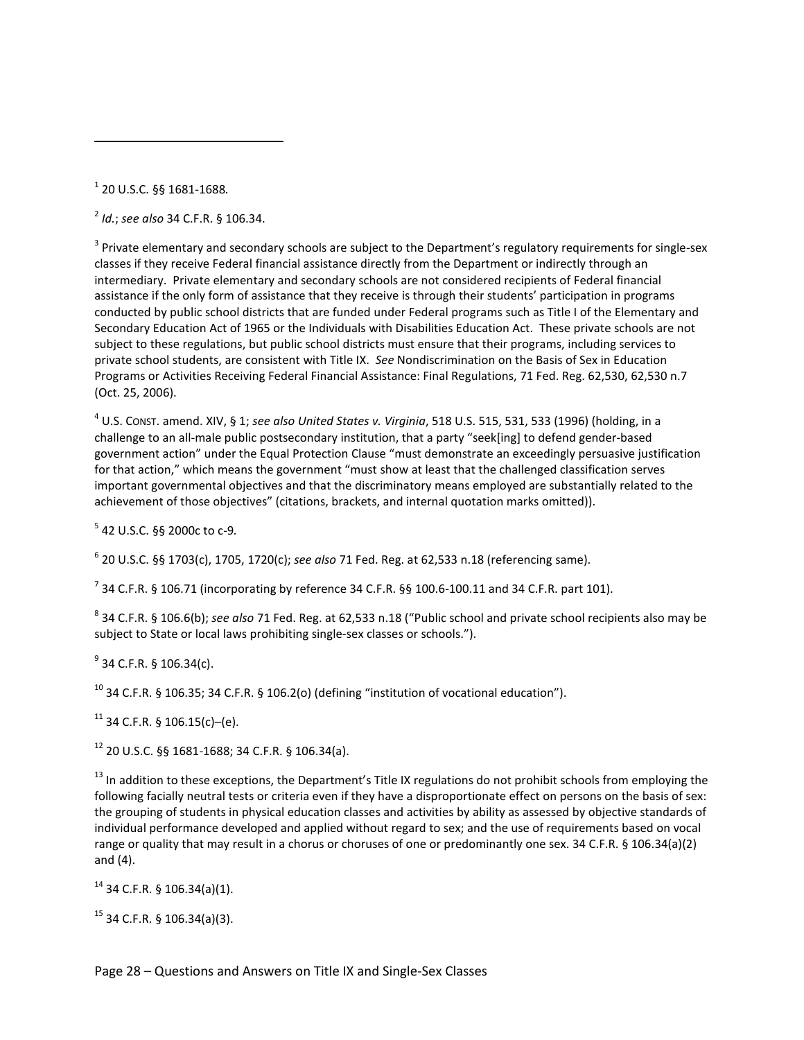[1] 20 U.S.C. §§ 1681-1688.

[2] *Id.*; *see also* 34 C.F.R. § 106.34.

[3] Private elementary and secondary schools are subject to the Department's regulatory requirements for single-sex classes if they receive Federal financial assistance directly from the Department or indirectly through an intermediary. Private elementary and secondary schools are not considered recipients of Federal financial assistance if the only form of assistance that they receive is through their students' participation in programs conducted by public school districts that are funded under Federal programs such as Title I of the Elementary and Secondary Education Act of 1965 or the Individuals with Disabilities Education Act. These private schools are not subject to these regulations, but public school districts must ensure that their programs, including services to private school students, are consistent with Title IX. *See* Nondiscrimination on the Basis of Sex in Education Programs or Activities Receiving Federal Financial Assistance: Final Regulations, 71 Fed. Reg. 62,530, 62,530 n.7 (Oct. 25, 2006).

[4] U.S. CONST. amend. XIV, § 1; *see also United States v. Virginia*, 518 U.S. 515, 531, 533 (1996) (holding, in a challenge to an all-male public postsecondary institution, that a party "seek[ing] to defend gender-based government action" under the Equal Protection Clause "must demonstrate an exceedingly persuasive justification for that action," which means the government "must show at least that the challenged classification serves important governmental objectives and that the discriminatory means employed are substantially related to the achievement of those objectives" (citations, brackets, and internal quotation marks omitted)).

[5] 42 U.S.C. §§ 2000c to c-9.

[6] 20 U.S.C. §§ 1703(c), 1705, 1720(c); *see also* 71 Fed. Reg. at 62,533 n.18 (referencing same).

[7] 34 C.F.R. § 106.71 (incorporating by reference 34 C.F.R. §§ 100.6-100.11 and 34 C.F.R. part 101).

[8] 34 C.F.R. § 106.6(b); *see also* 71 Fed. Reg. at 62,533 n.18 ("Public school and private school recipients also may be subject to State or local laws prohibiting single-sex classes or schools.").

[9] 34 C.F.R. § 106.34(c).

[10] 34 C.F.R. § 106.35; 34 C.F.R. § 106.2(o) (defining "institution of vocational education").

[11] 34 C.F.R. § 106.15(c)–(e).

[12] 20 U.S.C. §§ 1681-1688; 34 C.F.R. § 106.34(a).

[13] In addition to these exceptions, the Department's Title IX regulations do not prohibit schools from employing the following facially neutral tests or criteria even if they have a disproportionate effect on persons on the basis of sex: the grouping of students in physical education classes and activities by ability as assessed by objective standards of individual performance developed and applied without regard to sex; and the use of requirements based on vocal range or quality that may result in a chorus or choruses of one or predominantly one sex. 34 C.F.R. § 106.34(a)(2) and (4).

[14] 34 C.F.R. § 106.34(a)(1).

[15] 34 C.F.R. § 106.34(a)(3).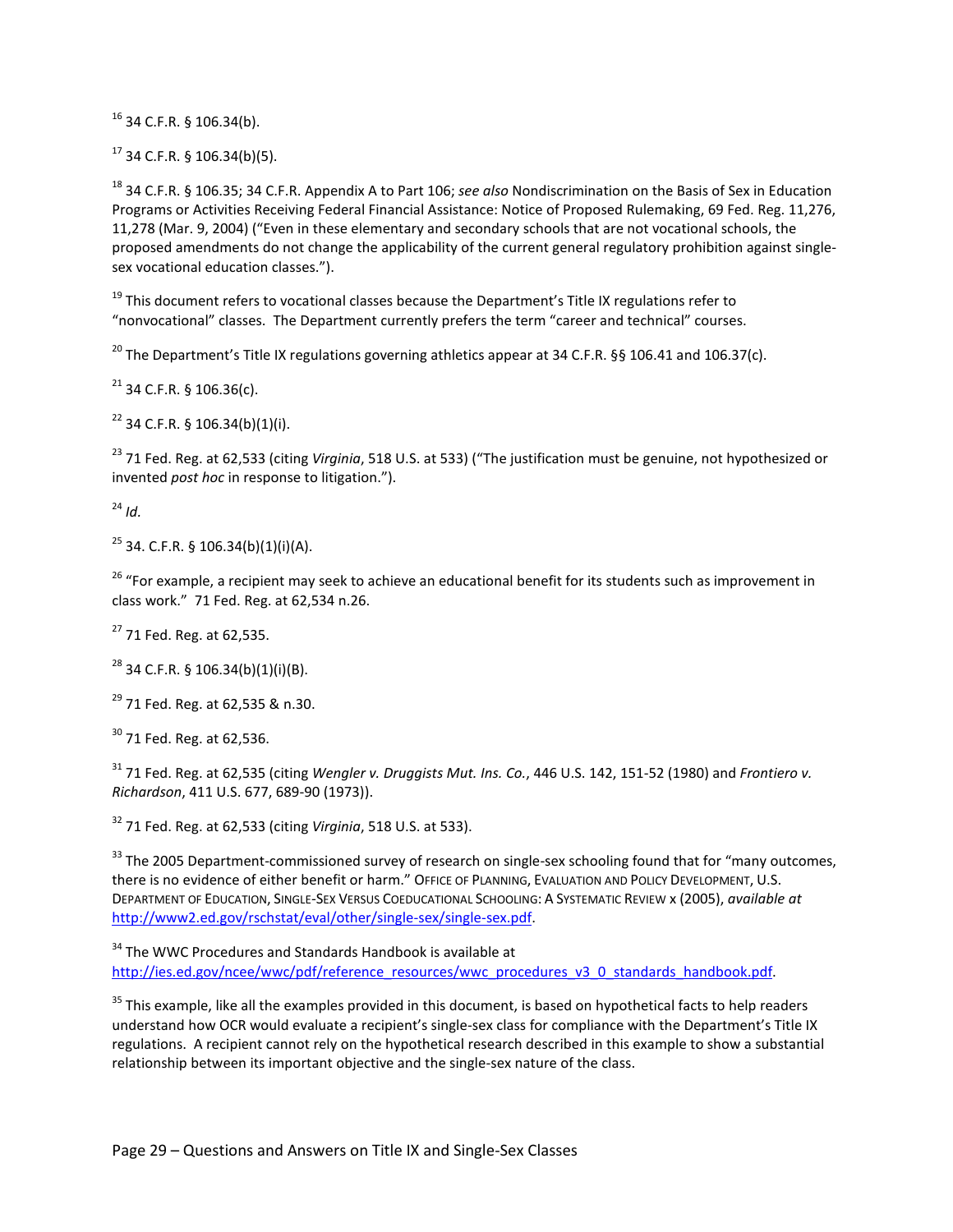[16] 34 C.F.R. § 106.34(b).

[17] 34 C.F.R. § 106.34(b)(5).

[18] 34 C.F.R. § 106.35; 34 C.F.R. Appendix A to Part 106; *see also* Nondiscrimination on the Basis of Sex in Education Programs or Activities Receiving Federal Financial Assistance: Notice of Proposed Rulemaking, 69 Fed. Reg. 11,276, 11,278 (Mar. 9, 2004) ("Even in these elementary and secondary schools that are not vocational schools, the proposed amendments do not change the applicability of the current general regulatory prohibition against single-sex vocational education classes.").

[19] This document refers to vocational classes because the Department's Title IX regulations refer to "nonvocational" classes. The Department currently prefers the term "career and technical" courses.

[20] The Department's Title IX regulations governing athletics appear at 34 C.F.R. §§ 106.41 and 106.37(c).

[21] 34 C.F.R. § 106.36(c).

[22] 34 C.F.R. § 106.34(b)(1)(i).

[23] 71 Fed. Reg. at 62,533 (citing *Virginia*, 518 U.S. at 533) ("The justification must be genuine, not hypothesized or invented *post hoc* in response to litigation.").

[24] *Id.*

[25] 34. C.F.R. § 106.34(b)(1)(i)(A).

[26] "For example, a recipient may seek to achieve an educational benefit for its students such as improvement in class work." 71 Fed. Reg. at 62,534 n.26.

[27] 71 Fed. Reg. at 62,535.

[28] 34 C.F.R. § 106.34(b)(1)(i)(B).

[29] 71 Fed. Reg. at 62,535 & n.30.

[30] 71 Fed. Reg. at 62,536.

[31] 71 Fed. Reg. at 62,535 (citing *Wengler v. Druggists Mut. Ins. Co.*, 446 U.S. 142, 151-52 (1980) and *Frontiero v. Richardson*, 411 U.S. 677, 689-90 (1973)).

[32] 71 Fed. Reg. at 62,533 (citing *Virginia*, 518 U.S. at 533).

[33] The 2005 Department-commissioned survey of research on single-sex schooling found that for "many outcomes, there is no evidence of either benefit or harm." OFFICE OF PLANNING, EVALUATION AND POLICY DEVELOPMENT, U.S. DEPARTMENT OF EDUCATION, SINGLE-SEX VERSUS COEDUCATIONAL SCHOOLING: A SYSTEMATIC REVIEW x (2005), *available at* http://www2.ed.gov/rschstat/eval/other/single-sex/single-sex.pdf.

[34] The WWC Procedures and Standards Handbook is available at http://ies.ed.gov/ncee/wwc/pdf/reference_resources/wwc_procedures_v3_0_standards_handbook.pdf.

[35] This example, like all the examples provided in this document, is based on hypothetical facts to help readers understand how OCR would evaluate a recipient's single-sex class for compliance with the Department's Title IX regulations. A recipient cannot rely on the hypothetical research described in this example to show a substantial relationship between its important objective and the single-sex nature of the class.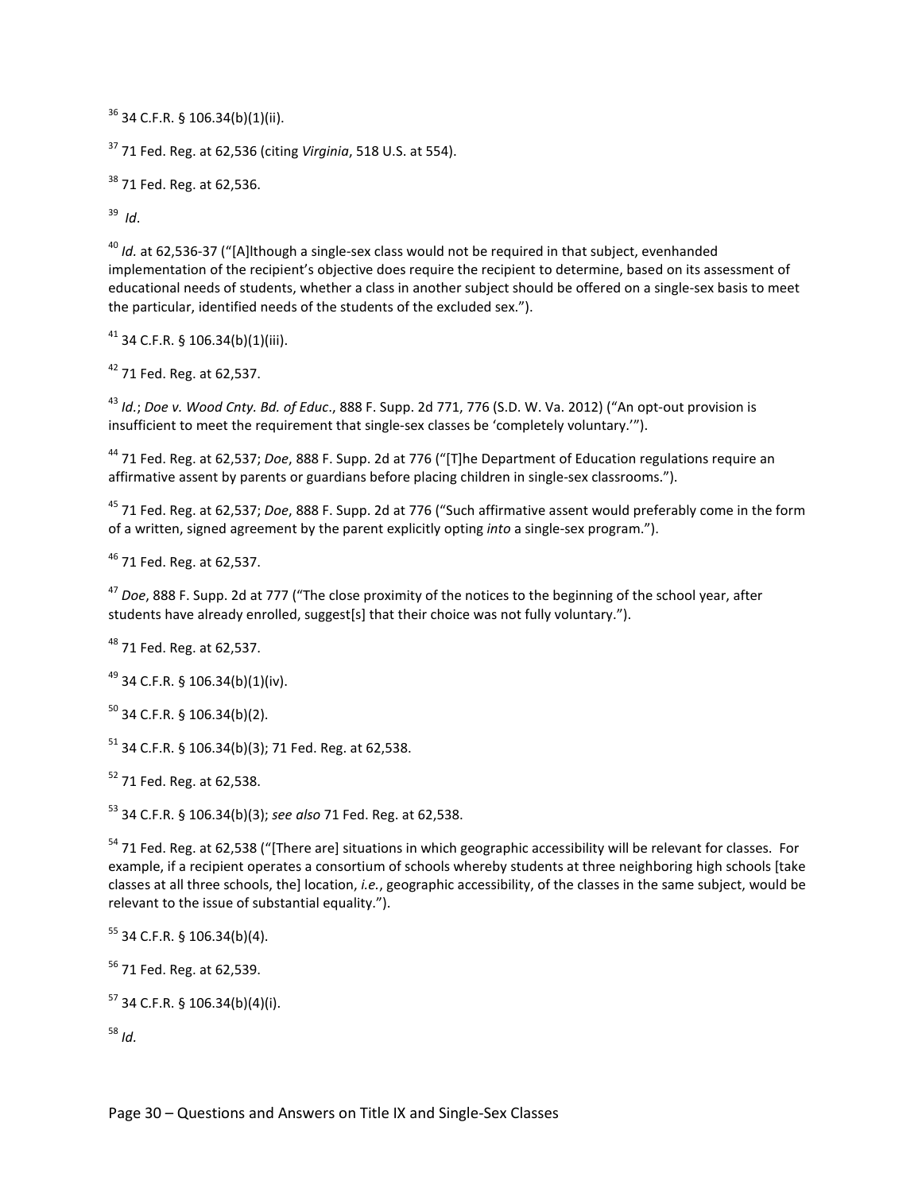[36] 34 C.F.R. § 106.34(b)(1)(ii).

[37] 71 Fed. Reg. at 62,536 (citing *Virginia*, 518 U.S. at 554).

[38] 71 Fed. Reg. at 62,536.

[39] *Id*.

[40] *Id.* at 62,536-37 ("[A]lthough a single-sex class would not be required in that subject, evenhanded implementation of the recipient's objective does require the recipient to determine, based on its assessment of educational needs of students, whether a class in another subject should be offered on a single-sex basis to meet the particular, identified needs of the students of the excluded sex.").

[41] 34 C.F.R. § 106.34(b)(1)(iii).

[42] 71 Fed. Reg. at 62,537.

[43] *Id.*; *Doe v. Wood Cnty. Bd. of Educ*., 888 F. Supp. 2d 771, 776 (S.D. W. Va. 2012) ("An opt-out provision is insufficient to meet the requirement that single-sex classes be 'completely voluntary.'").

[44] 71 Fed. Reg. at 62,537; *Doe*, 888 F. Supp. 2d at 776 ("[T]he Department of Education regulations require an affirmative assent by parents or guardians before placing children in single-sex classrooms.").

[45] 71 Fed. Reg. at 62,537; *Doe*, 888 F. Supp. 2d at 776 ("Such affirmative assent would preferably come in the form of a written, signed agreement by the parent explicitly opting *into* a single-sex program.").

[46] 71 Fed. Reg. at 62,537.

[47] *Doe*, 888 F. Supp. 2d at 777 ("The close proximity of the notices to the beginning of the school year, after students have already enrolled, suggest[s] that their choice was not fully voluntary.").

[48] 71 Fed. Reg. at 62,537.

[49] 34 C.F.R. § 106.34(b)(1)(iv).

[50] 34 C.F.R. § 106.34(b)(2).

[51] 34 C.F.R. § 106.34(b)(3); 71 Fed. Reg. at 62,538.

[52] 71 Fed. Reg. at 62,538.

[53] 34 C.F.R. § 106.34(b)(3); *see also* 71 Fed. Reg. at 62,538.

[54] 71 Fed. Reg. at 62,538 ("[There are] situations in which geographic accessibility will be relevant for classes. For example, if a recipient operates a consortium of schools whereby students at three neighboring high schools [take classes at all three schools, the] location, *i.e.*, geographic accessibility, of the classes in the same subject, would be relevant to the issue of substantial equality.").

[55] 34 C.F.R. § 106.34(b)(4).

[56] 71 Fed. Reg. at 62,539.

[57] 34 C.F.R. § 106.34(b)(4)(i).

[58] *Id.*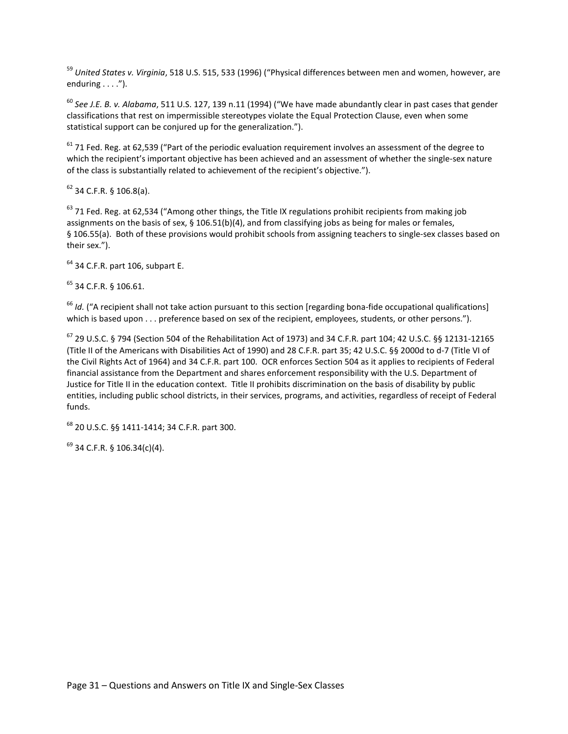[59] *United States v. Virginia*, 518 U.S. 515, 533 (1996) ("Physical differences between men and women, however, are enduring . . . .").

[60] *See J.E. B. v. Alabama*, 511 U.S. 127, 139 n.11 (1994) ("We have made abundantly clear in past cases that gender classifications that rest on impermissible stereotypes violate the Equal Protection Clause, even when some statistical support can be conjured up for the generalization.").

[61] 71 Fed. Reg. at 62,539 ("Part of the periodic evaluation requirement involves an assessment of the degree to which the recipient's important objective has been achieved and an assessment of whether the single-sex nature of the class is substantially related to achievement of the recipient's objective.").

[62] 34 C.F.R. § 106.8(a).

[63] 71 Fed. Reg. at 62,534 ("Among other things, the Title IX regulations prohibit recipients from making job assignments on the basis of sex, § 106.51(b)(4), and from classifying jobs as being for males or females, § 106.55(a). Both of these provisions would prohibit schools from assigning teachers to single-sex classes based on their sex.").

[64] 34 C.F.R. part 106, subpart E.

[65] 34 C.F.R. § 106.61.

[66] *Id.* ("A recipient shall not take action pursuant to this section [regarding bona-fide occupational qualifications] which is based upon . . . preference based on sex of the recipient, employees, students, or other persons.").

[67] 29 U.S.C. § 794 (Section 504 of the Rehabilitation Act of 1973) and 34 C.F.R. part 104; 42 U.S.C. §§ 12131-12165 (Title II of the Americans with Disabilities Act of 1990) and 28 C.F.R. part 35; 42 U.S.C. §§ 2000d to d-7 (Title VI of the Civil Rights Act of 1964) and 34 C.F.R. part 100. OCR enforces Section 504 as it applies to recipients of Federal financial assistance from the Department and shares enforcement responsibility with the U.S. Department of Justice for Title II in the education context. Title II prohibits discrimination on the basis of disability by public entities, including public school districts, in their services, programs, and activities, regardless of receipt of Federal funds.

[68] 20 U.S.C. §§ 1411-1414; 34 C.F.R. part 300.

[69] 34 C.F.R. § 106.34(c)(4).